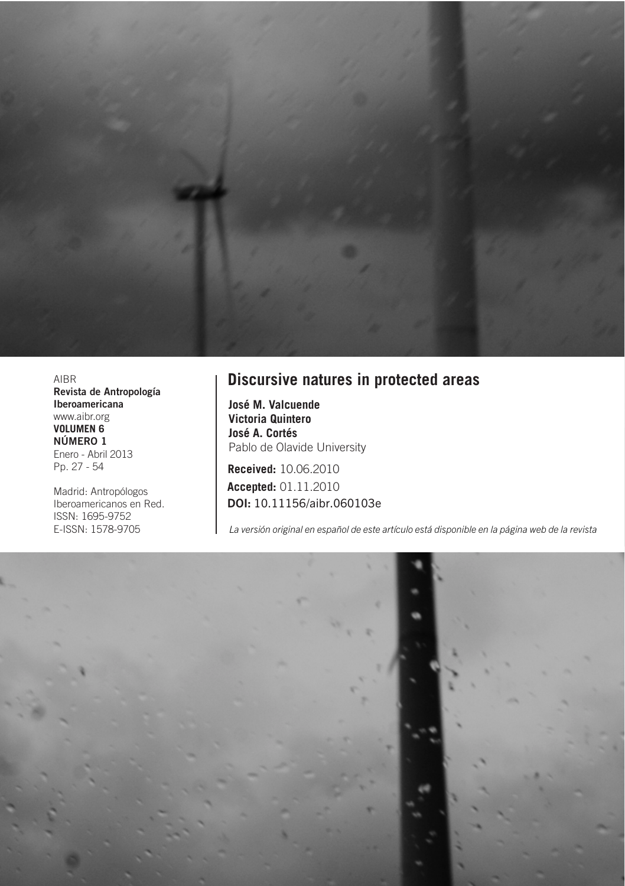AIBR
**Revista de Antropología Iberoamericana**
www.aibr.org
**VOLUMEN 6**
**NÚMERO 1**
Enero - Abril 2013
Pp. 27 - 54

Madrid: Antropólogos Iberoamericanos en Red.
ISSN: 1695-9752
E-ISSN: 1578-9705

# Discursive natures in protected areas

**José M. Valcuende**
**Victoria Quintero**
**José A. Cortés**
Pablo de Olavide University

**Received:** 10.06.2010
**Accepted:** 01.11.2010
**DOI:** 10.11156/aibr.060103e

*La versión original en español de este artículo está disponible en la página web de la revista*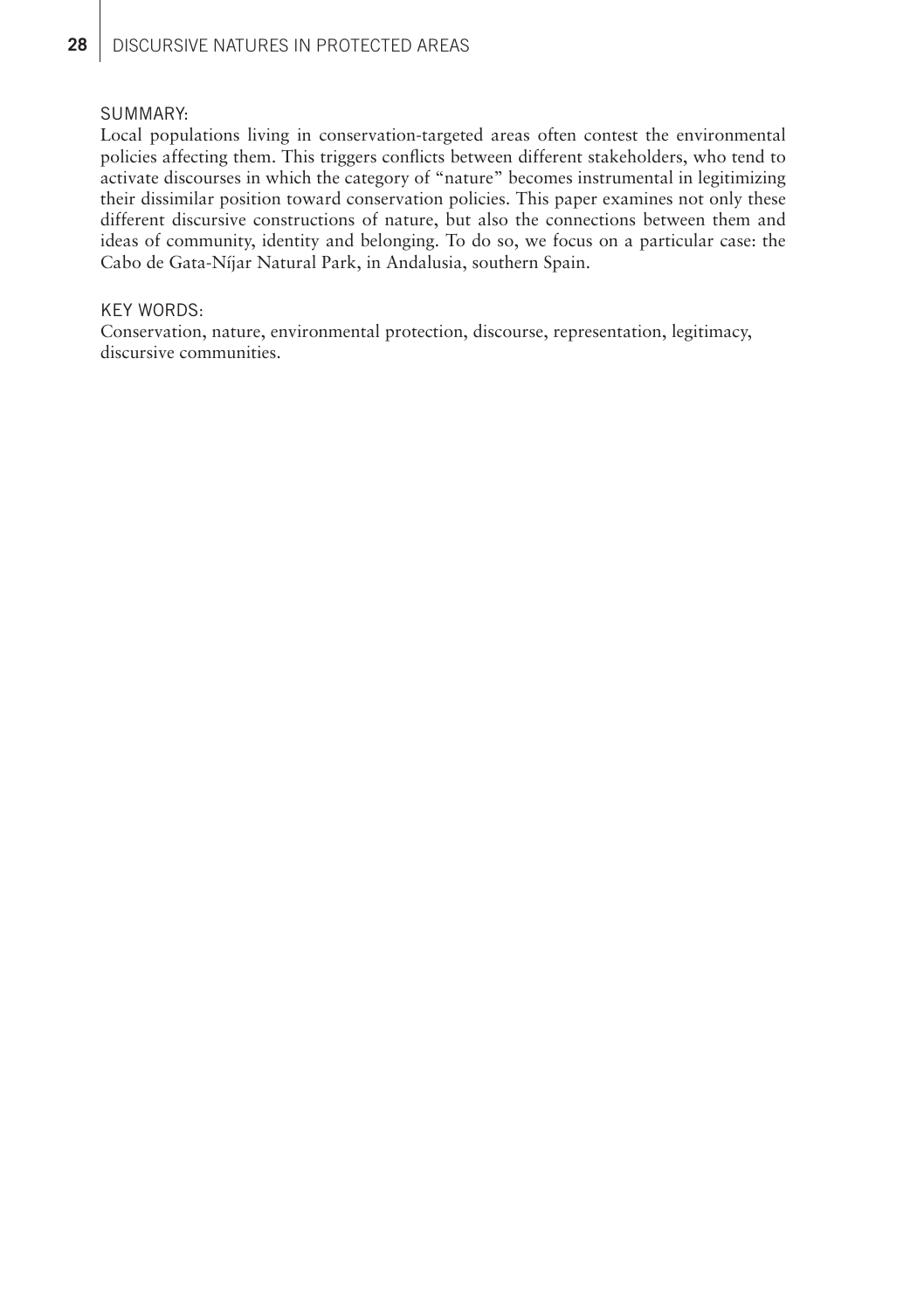SUMMARY:

Local populations living in conservation-targeted areas often contest the environmental policies affecting them. This triggers conflicts between different stakeholders, who tend to activate discourses in which the category of "nature" becomes instrumental in legitimizing their dissimilar position toward conservation policies. This paper examines not only these different discursive constructions of nature, but also the connections between them and ideas of community, identity and belonging. To do so, we focus on a particular case: the Cabo de Gata-Níjar Natural Park, in Andalusia, southern Spain.

KEY WORDS:

Conservation, nature, environmental protection, discourse, representation, legitimacy, discursive communities.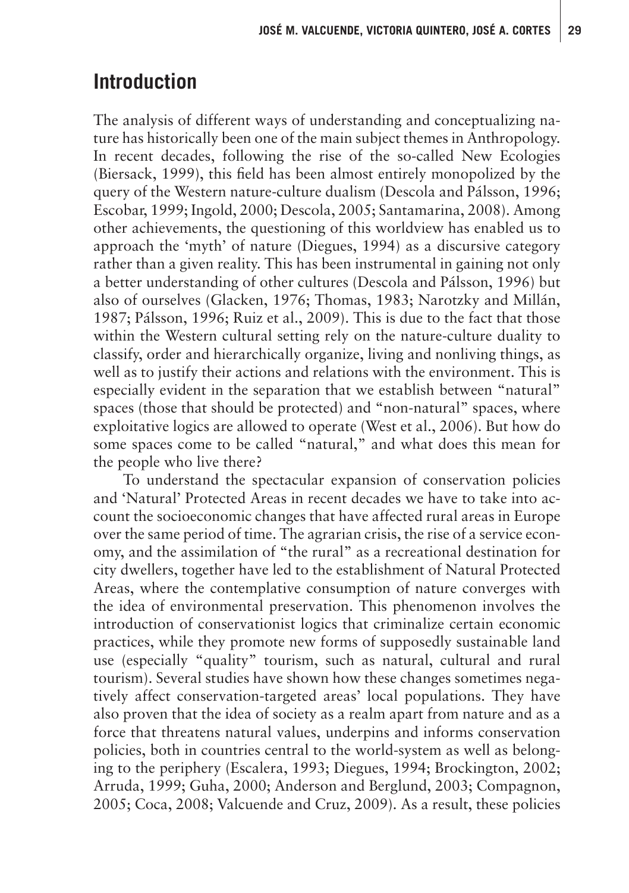## Introduction

The analysis of different ways of understanding and conceptualizing nature has historically been one of the main subject themes in Anthropology. In recent decades, following the rise of the so-called New Ecologies (Biersack, 1999), this field has been almost entirely monopolized by the query of the Western nature-culture dualism (Descola and Pálsson, 1996; Escobar, 1999; Ingold, 2000; Descola, 2005; Santamarina, 2008). Among other achievements, the questioning of this worldview has enabled us to approach the 'myth' of nature (Diegues, 1994) as a discursive category rather than a given reality. This has been instrumental in gaining not only a better understanding of other cultures (Descola and Pálsson, 1996) but also of ourselves (Glacken, 1976; Thomas, 1983; Narotzky and Millán, 1987; Pálsson, 1996; Ruiz et al., 2009). This is due to the fact that those within the Western cultural setting rely on the nature-culture duality to classify, order and hierarchically organize, living and nonliving things, as well as to justify their actions and relations with the environment. This is especially evident in the separation that we establish between "natural" spaces (those that should be protected) and "non-natural" spaces, where exploitative logics are allowed to operate (West et al., 2006). But how do some spaces come to be called "natural," and what does this mean for the people who live there?

To understand the spectacular expansion of conservation policies and 'Natural' Protected Areas in recent decades we have to take into account the socioeconomic changes that have affected rural areas in Europe over the same period of time. The agrarian crisis, the rise of a service economy, and the assimilation of "the rural" as a recreational destination for city dwellers, together have led to the establishment of Natural Protected Areas, where the contemplative consumption of nature converges with the idea of environmental preservation. This phenomenon involves the introduction of conservationist logics that criminalize certain economic practices, while they promote new forms of supposedly sustainable land use (especially "quality" tourism, such as natural, cultural and rural tourism). Several studies have shown how these changes sometimes negatively affect conservation-targeted areas' local populations. They have also proven that the idea of society as a realm apart from nature and as a force that threatens natural values, underpins and informs conservation policies, both in countries central to the world-system as well as belonging to the periphery (Escalera, 1993; Diegues, 1994; Brockington, 2002; Arruda, 1999; Guha, 2000; Anderson and Berglund, 2003; Compagnon, 2005; Coca, 2008; Valcuende and Cruz, 2009). As a result, these policies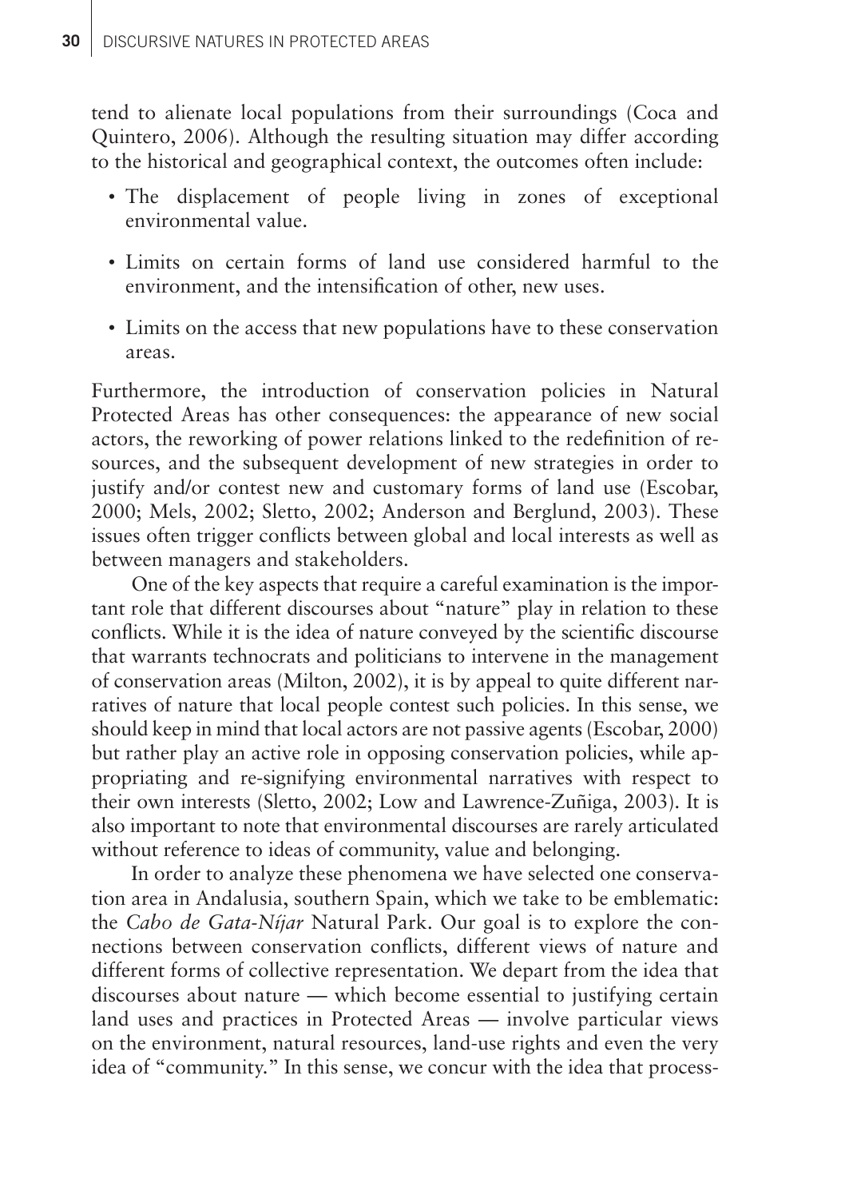tend to alienate local populations from their surroundings (Coca and Quintero, 2006). Although the resulting situation may differ according to the historical and geographical context, the outcomes often include:

- The displacement of people living in zones of exceptional environmental value.
- Limits on certain forms of land use considered harmful to the environment, and the intensification of other, new uses.
- Limits on the access that new populations have to these conservation areas.

Furthermore, the introduction of conservation policies in Natural Protected Areas has other consequences: the appearance of new social actors, the reworking of power relations linked to the redefinition of resources, and the subsequent development of new strategies in order to justify and/or contest new and customary forms of land use (Escobar, 2000; Mels, 2002; Sletto, 2002; Anderson and Berglund, 2003). These issues often trigger conflicts between global and local interests as well as between managers and stakeholders.

One of the key aspects that require a careful examination is the important role that different discourses about "nature" play in relation to these conflicts. While it is the idea of nature conveyed by the scientific discourse that warrants technocrats and politicians to intervene in the management of conservation areas (Milton, 2002), it is by appeal to quite different narratives of nature that local people contest such policies. In this sense, we should keep in mind that local actors are not passive agents (Escobar, 2000) but rather play an active role in opposing conservation policies, while appropriating and re-signifying environmental narratives with respect to their own interests (Sletto, 2002; Low and Lawrence-Zuñiga, 2003). It is also important to note that environmental discourses are rarely articulated without reference to ideas of community, value and belonging.

In order to analyze these phenomena we have selected one conservation area in Andalusia, southern Spain, which we take to be emblematic: the *Cabo de Gata-Níjar* Natural Park. Our goal is to explore the connections between conservation conflicts, different views of nature and different forms of collective representation. We depart from the idea that discourses about nature — which become essential to justifying certain land uses and practices in Protected Areas — involve particular views on the environment, natural resources, land-use rights and even the very idea of "community." In this sense, we concur with the idea that process-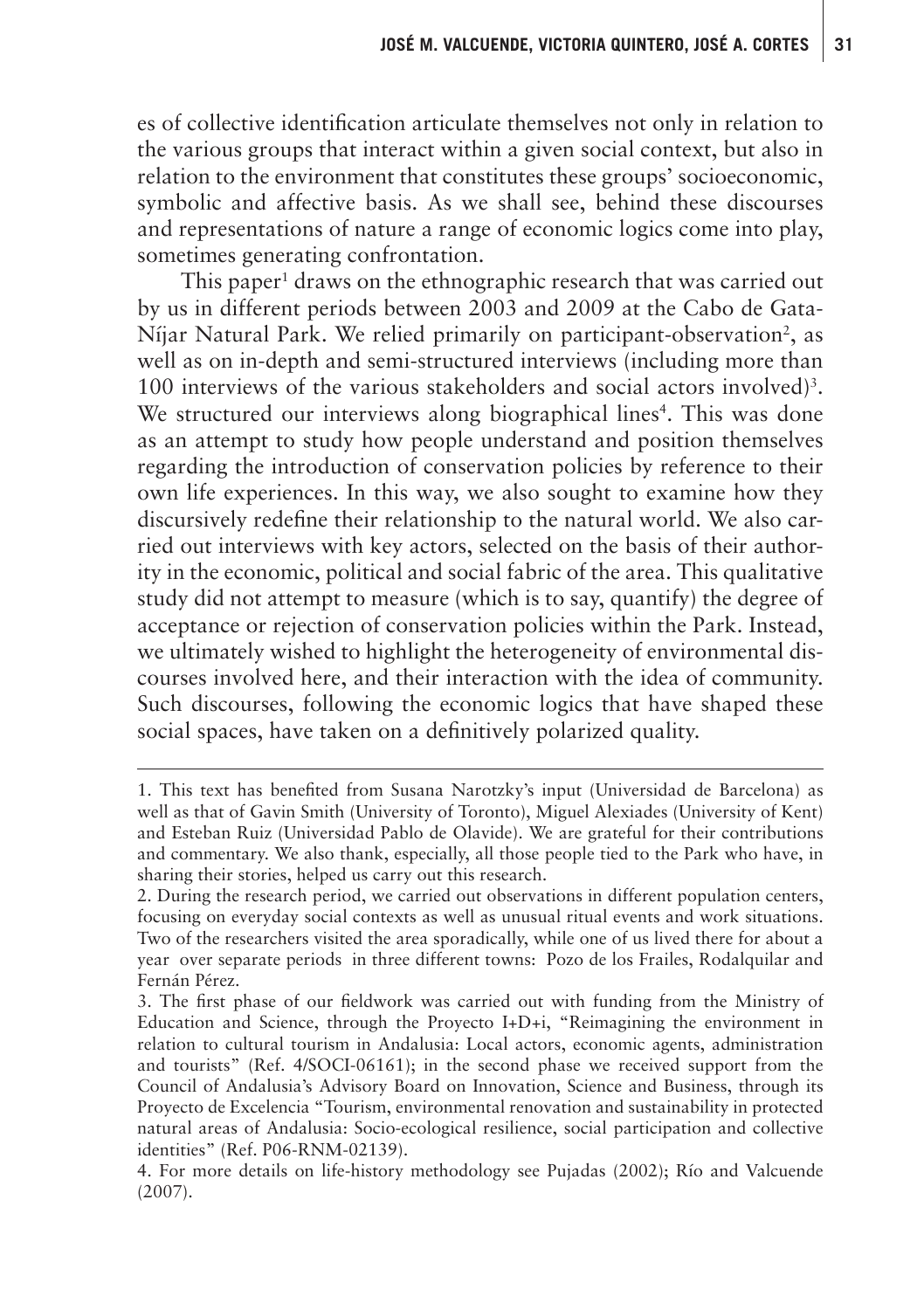es of collective identification articulate themselves not only in relation to the various groups that interact within a given social context, but also in relation to the environment that constitutes these groups' socioeconomic, symbolic and affective basis. As we shall see, behind these discourses and representations of nature a range of economic logics come into play, sometimes generating confrontation.

This paper[1] draws on the ethnographic research that was carried out by us in different periods between 2003 and 2009 at the Cabo de Gata-Níjar Natural Park. We relied primarily on participant-observation[2], as well as on in-depth and semi-structured interviews (including more than 100 interviews of the various stakeholders and social actors involved)[3]. We structured our interviews along biographical lines[4]. This was done as an attempt to study how people understand and position themselves regarding the introduction of conservation policies by reference to their own life experiences. In this way, we also sought to examine how they discursively redefine their relationship to the natural world. We also carried out interviews with key actors, selected on the basis of their authority in the economic, political and social fabric of the area. This qualitative study did not attempt to measure (which is to say, quantify) the degree of acceptance or rejection of conservation policies within the Park. Instead, we ultimately wished to highlight the heterogeneity of environmental discourses involved here, and their interaction with the idea of community. Such discourses, following the economic logics that have shaped these social spaces, have taken on a definitively polarized quality.

1. This text has benefited from Susana Narotzky's input (Universidad de Barcelona) as well as that of Gavin Smith (University of Toronto), Miguel Alexiades (University of Kent) and Esteban Ruiz (Universidad Pablo de Olavide). We are grateful for their contributions and commentary. We also thank, especially, all those people tied to the Park who have, in sharing their stories, helped us carry out this research.

2. During the research period, we carried out observations in different population centers, focusing on everyday social contexts as well as unusual ritual events and work situations. Two of the researchers visited the area sporadically, while one of us lived there for about a year over separate periods in three different towns: Pozo de los Frailes, Rodalquilar and Fernán Pérez.

3. The first phase of our fieldwork was carried out with funding from the Ministry of Education and Science, through the Proyecto I+D+i, "Reimagining the environment in relation to cultural tourism in Andalusia: Local actors, economic agents, administration and tourists" (Ref. 4/SOCI-06161); in the second phase we received support from the Council of Andalusia's Advisory Board on Innovation, Science and Business, through its Proyecto de Excelencia "Tourism, environmental renovation and sustainability in protected natural areas of Andalusia: Socio-ecological resilience, social participation and collective identities" (Ref. P06-RNM-02139).

4. For more details on life-history methodology see Pujadas (2002); Río and Valcuende (2007).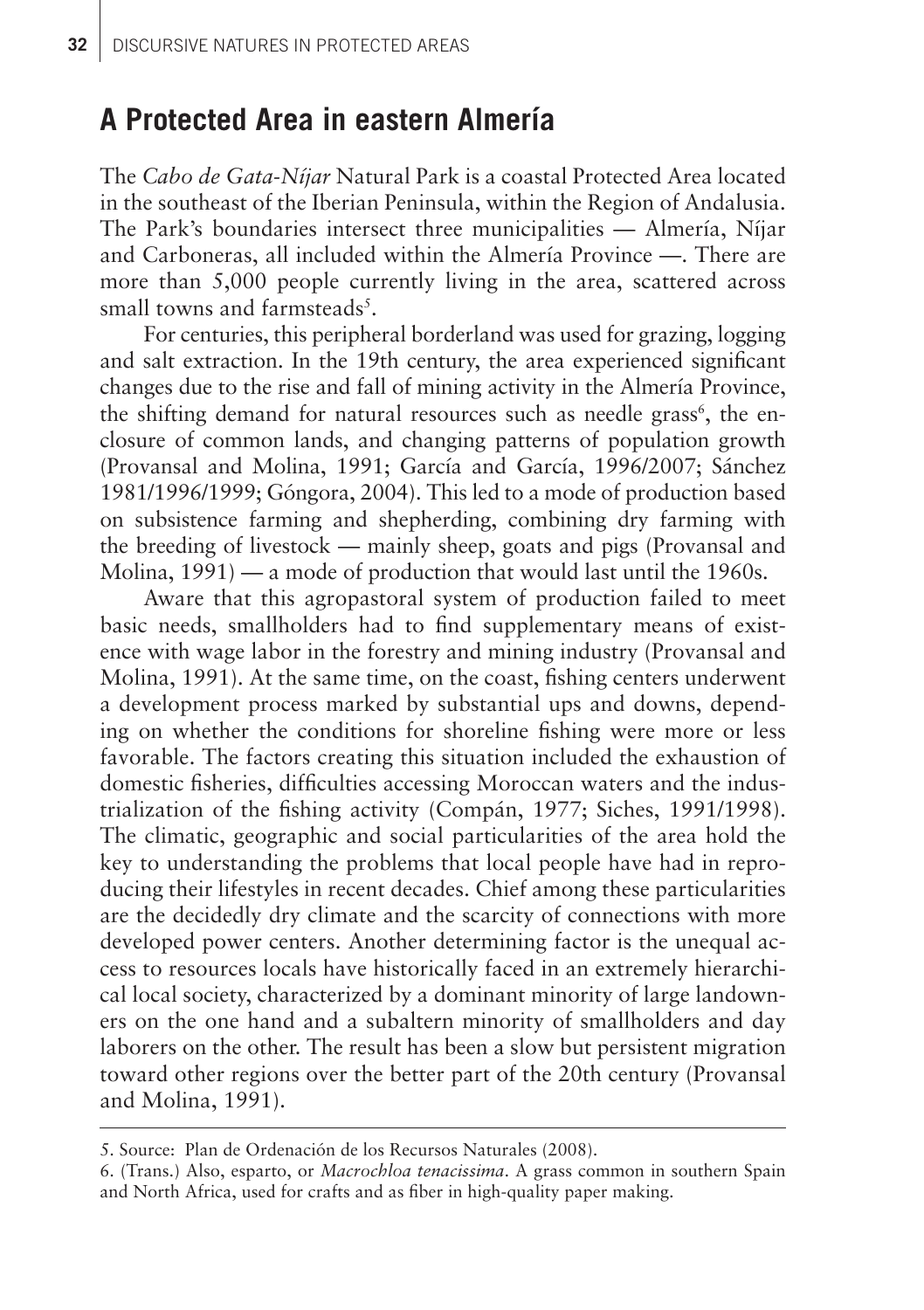## A Protected Area in eastern Almería

The *Cabo de Gata-Níjar* Natural Park is a coastal Protected Area located in the southeast of the Iberian Peninsula, within the Region of Andalusia. The Park's boundaries intersect three municipalities — Almería, Níjar and Carboneras, all included within the Almería Province —. There are more than 5,000 people currently living in the area, scattered across small towns and farmsteads[5].

For centuries, this peripheral borderland was used for grazing, logging and salt extraction. In the 19th century, the area experienced significant changes due to the rise and fall of mining activity in the Almería Province, the shifting demand for natural resources such as needle grass[6], the enclosure of common lands, and changing patterns of population growth (Provansal and Molina, 1991; García and García, 1996/2007; Sánchez 1981/1996/1999; Góngora, 2004). This led to a mode of production based on subsistence farming and shepherding, combining dry farming with the breeding of livestock — mainly sheep, goats and pigs (Provansal and Molina, 1991) — a mode of production that would last until the 1960s.

Aware that this agropastoral system of production failed to meet basic needs, smallholders had to find supplementary means of existence with wage labor in the forestry and mining industry (Provansal and Molina, 1991). At the same time, on the coast, fishing centers underwent a development process marked by substantial ups and downs, depending on whether the conditions for shoreline fishing were more or less favorable. The factors creating this situation included the exhaustion of domestic fisheries, difficulties accessing Moroccan waters and the industrialization of the fishing activity (Compán, 1977; Siches, 1991/1998). The climatic, geographic and social particularities of the area hold the key to understanding the problems that local people have had in reproducing their lifestyles in recent decades. Chief among these particularities are the decidedly dry climate and the scarcity of connections with more developed power centers. Another determining factor is the unequal access to resources locals have historically faced in an extremely hierarchical local society, characterized by a dominant minority of large landowners on the one hand and a subaltern minority of smallholders and day laborers on the other. The result has been a slow but persistent migration toward other regions over the better part of the 20th century (Provansal and Molina, 1991).

---

5. Source: Plan de Ordenación de los Recursos Naturales (2008).

6. (Trans.) Also, esparto, or *Macrochloa tenacissima*. A grass common in southern Spain and North Africa, used for crafts and as fiber in high-quality paper making.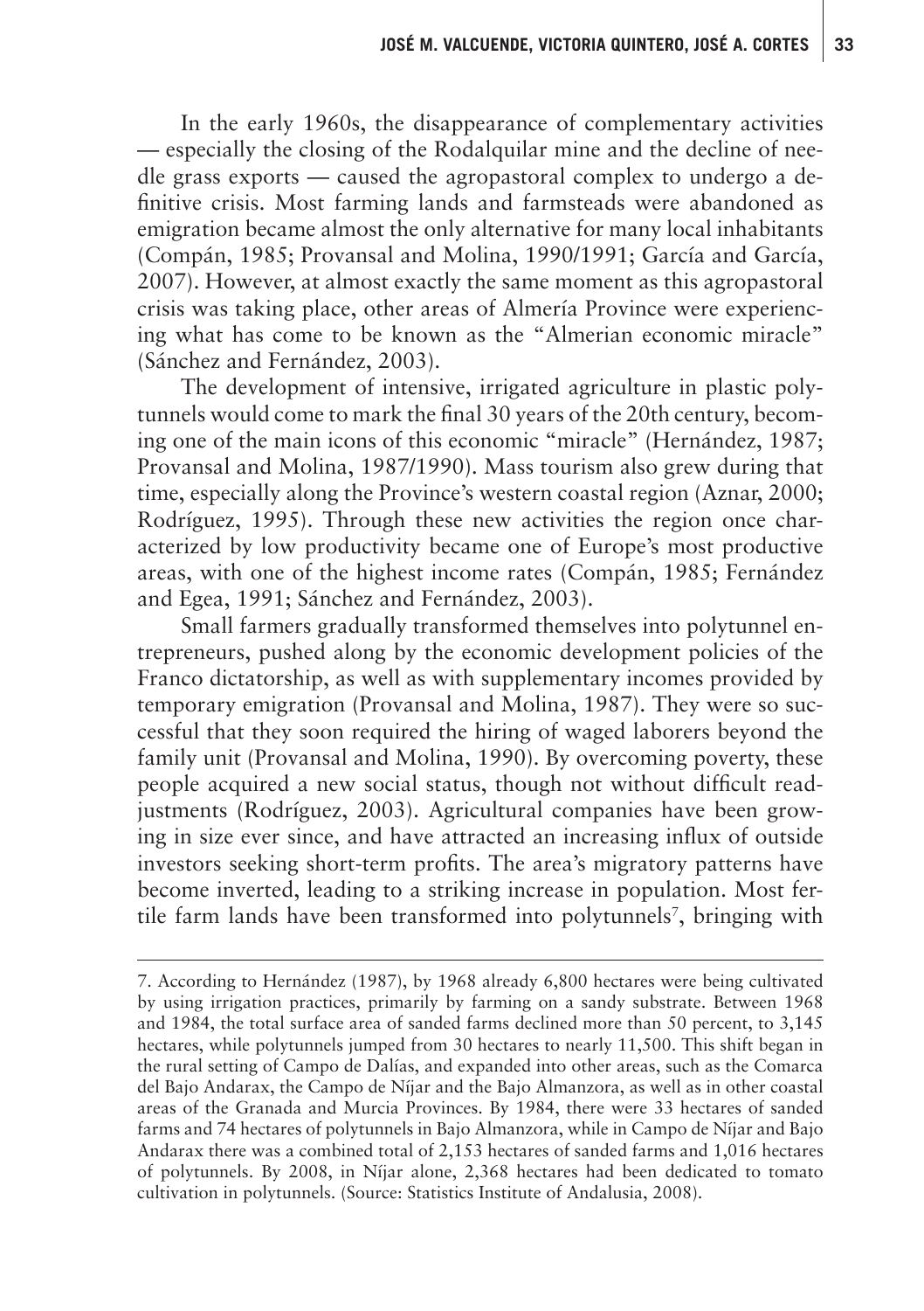In the early 1960s, the disappearance of complementary activities — especially the closing of the Rodalquilar mine and the decline of needle grass exports — caused the agropastoral complex to undergo a definitive crisis. Most farming lands and farmsteads were abandoned as emigration became almost the only alternative for many local inhabitants (Compán, 1985; Provansal and Molina, 1990/1991; García and García, 2007). However, at almost exactly the same moment as this agropastoral crisis was taking place, other areas of Almería Province were experiencing what has come to be known as the "Almerian economic miracle" (Sánchez and Fernández, 2003).

The development of intensive, irrigated agriculture in plastic polytunnels would come to mark the final 30 years of the 20th century, becoming one of the main icons of this economic "miracle" (Hernández, 1987; Provansal and Molina, 1987/1990). Mass tourism also grew during that time, especially along the Province's western coastal region (Aznar, 2000; Rodríguez, 1995). Through these new activities the region once characterized by low productivity became one of Europe's most productive areas, with one of the highest income rates (Compán, 1985; Fernández and Egea, 1991; Sánchez and Fernández, 2003).

Small farmers gradually transformed themselves into polytunnel entrepreneurs, pushed along by the economic development policies of the Franco dictatorship, as well as with supplementary incomes provided by temporary emigration (Provansal and Molina, 1987). They were so successful that they soon required the hiring of waged laborers beyond the family unit (Provansal and Molina, 1990). By overcoming poverty, these people acquired a new social status, though not without difficult readjustments (Rodríguez, 2003). Agricultural companies have been growing in size ever since, and have attracted an increasing influx of outside investors seeking short-term profits. The area's migratory patterns have become inverted, leading to a striking increase in population. Most fertile farm lands have been transformed into polytunnels[7], bringing with

7. According to Hernández (1987), by 1968 already 6,800 hectares were being cultivated by using irrigation practices, primarily by farming on a sandy substrate. Between 1968 and 1984, the total surface area of sanded farms declined more than 50 percent, to 3,145 hectares, while polytunnels jumped from 30 hectares to nearly 11,500. This shift began in the rural setting of Campo de Dalías, and expanded into other areas, such as the Comarca del Bajo Andarax, the Campo de Níjar and the Bajo Almanzora, as well as in other coastal areas of the Granada and Murcia Provinces. By 1984, there were 33 hectares of sanded farms and 74 hectares of polytunnels in Bajo Almanzora, while in Campo de Níjar and Bajo Andarax there was a combined total of 2,153 hectares of sanded farms and 1,016 hectares of polytunnels. By 2008, in Níjar alone, 2,368 hectares had been dedicated to tomato cultivation in polytunnels. (Source: Statistics Institute of Andalusia, 2008).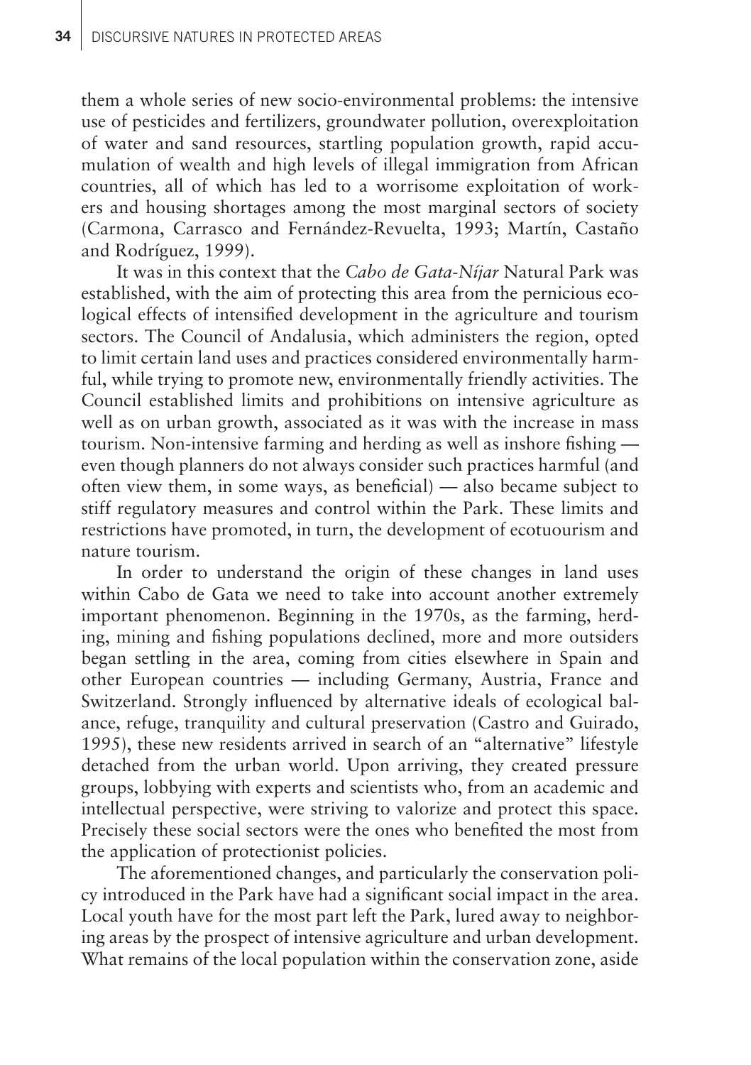them a whole series of new socio-environmental problems: the intensive use of pesticides and fertilizers, groundwater pollution, overexploitation of water and sand resources, startling population growth, rapid accumulation of wealth and high levels of illegal immigration from African countries, all of which has led to a worrisome exploitation of workers and housing shortages among the most marginal sectors of society (Carmona, Carrasco and Fernández-Revuelta, 1993; Martín, Castaño and Rodríguez, 1999).

It was in this context that the *Cabo de Gata-Níjar* Natural Park was established, with the aim of protecting this area from the pernicious ecological effects of intensified development in the agriculture and tourism sectors. The Council of Andalusia, which administers the region, opted to limit certain land uses and practices considered environmentally harmful, while trying to promote new, environmentally friendly activities. The Council established limits and prohibitions on intensive agriculture as well as on urban growth, associated as it was with the increase in mass tourism. Non-intensive farming and herding as well as inshore fishing — even though planners do not always consider such practices harmful (and often view them, in some ways, as beneficial) — also became subject to stiff regulatory measures and control within the Park. These limits and restrictions have promoted, in turn, the development of ecotuourism and nature tourism.

In order to understand the origin of these changes in land uses within Cabo de Gata we need to take into account another extremely important phenomenon. Beginning in the 1970s, as the farming, herding, mining and fishing populations declined, more and more outsiders began settling in the area, coming from cities elsewhere in Spain and other European countries — including Germany, Austria, France and Switzerland. Strongly influenced by alternative ideals of ecological balance, refuge, tranquility and cultural preservation (Castro and Guirado, 1995), these new residents arrived in search of an "alternative" lifestyle detached from the urban world. Upon arriving, they created pressure groups, lobbying with experts and scientists who, from an academic and intellectual perspective, were striving to valorize and protect this space. Precisely these social sectors were the ones who benefited the most from the application of protectionist policies.

The aforementioned changes, and particularly the conservation policy introduced in the Park have had a significant social impact in the area. Local youth have for the most part left the Park, lured away to neighboring areas by the prospect of intensive agriculture and urban development. What remains of the local population within the conservation zone, aside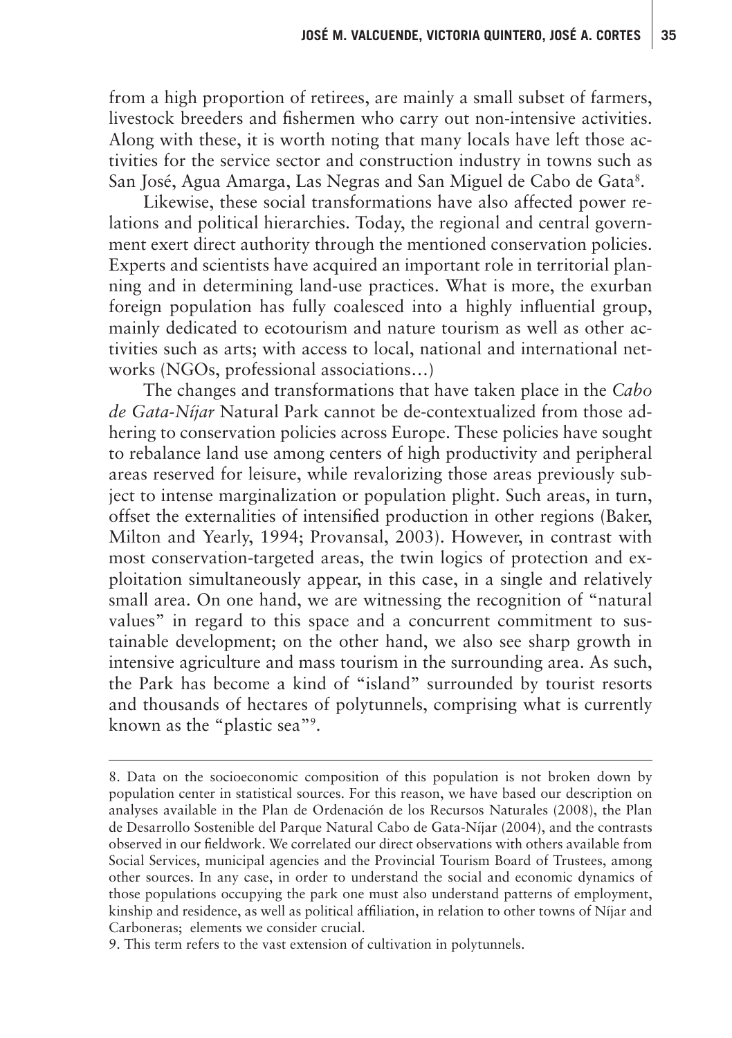from a high proportion of retirees, are mainly a small subset of farmers, livestock breeders and fishermen who carry out non-intensive activities. Along with these, it is worth noting that many locals have left those activities for the service sector and construction industry in towns such as San José, Agua Amarga, Las Negras and San Miguel de Cabo de Gata[8].

Likewise, these social transformations have also affected power relations and political hierarchies. Today, the regional and central government exert direct authority through the mentioned conservation policies. Experts and scientists have acquired an important role in territorial planning and in determining land-use practices. What is more, the exurban foreign population has fully coalesced into a highly influential group, mainly dedicated to ecotourism and nature tourism as well as other activities such as arts; with access to local, national and international networks (NGOs, professional associations…)

The changes and transformations that have taken place in the *Cabo de Gata-Níjar* Natural Park cannot be de-contextualized from those adhering to conservation policies across Europe. These policies have sought to rebalance land use among centers of high productivity and peripheral areas reserved for leisure, while revalorizing those areas previously subject to intense marginalization or population plight. Such areas, in turn, offset the externalities of intensified production in other regions (Baker, Milton and Yearly, 1994; Provansal, 2003). However, in contrast with most conservation-targeted areas, the twin logics of protection and exploitation simultaneously appear, in this case, in a single and relatively small area. On one hand, we are witnessing the recognition of "natural values" in regard to this space and a concurrent commitment to sustainable development; on the other hand, we also see sharp growth in intensive agriculture and mass tourism in the surrounding area. As such, the Park has become a kind of "island" surrounded by tourist resorts and thousands of hectares of polytunnels, comprising what is currently known as the "plastic sea"[9].

---

8. Data on the socioeconomic composition of this population is not broken down by population center in statistical sources. For this reason, we have based our description on analyses available in the Plan de Ordenación de los Recursos Naturales (2008), the Plan de Desarrollo Sostenible del Parque Natural Cabo de Gata-Níjar (2004), and the contrasts observed in our fieldwork. We correlated our direct observations with others available from Social Services, municipal agencies and the Provincial Tourism Board of Trustees, among other sources. In any case, in order to understand the social and economic dynamics of those populations occupying the park one must also understand patterns of employment, kinship and residence, as well as political affiliation, in relation to other towns of Níjar and Carboneras; elements we consider crucial.

9. This term refers to the vast extension of cultivation in polytunnels.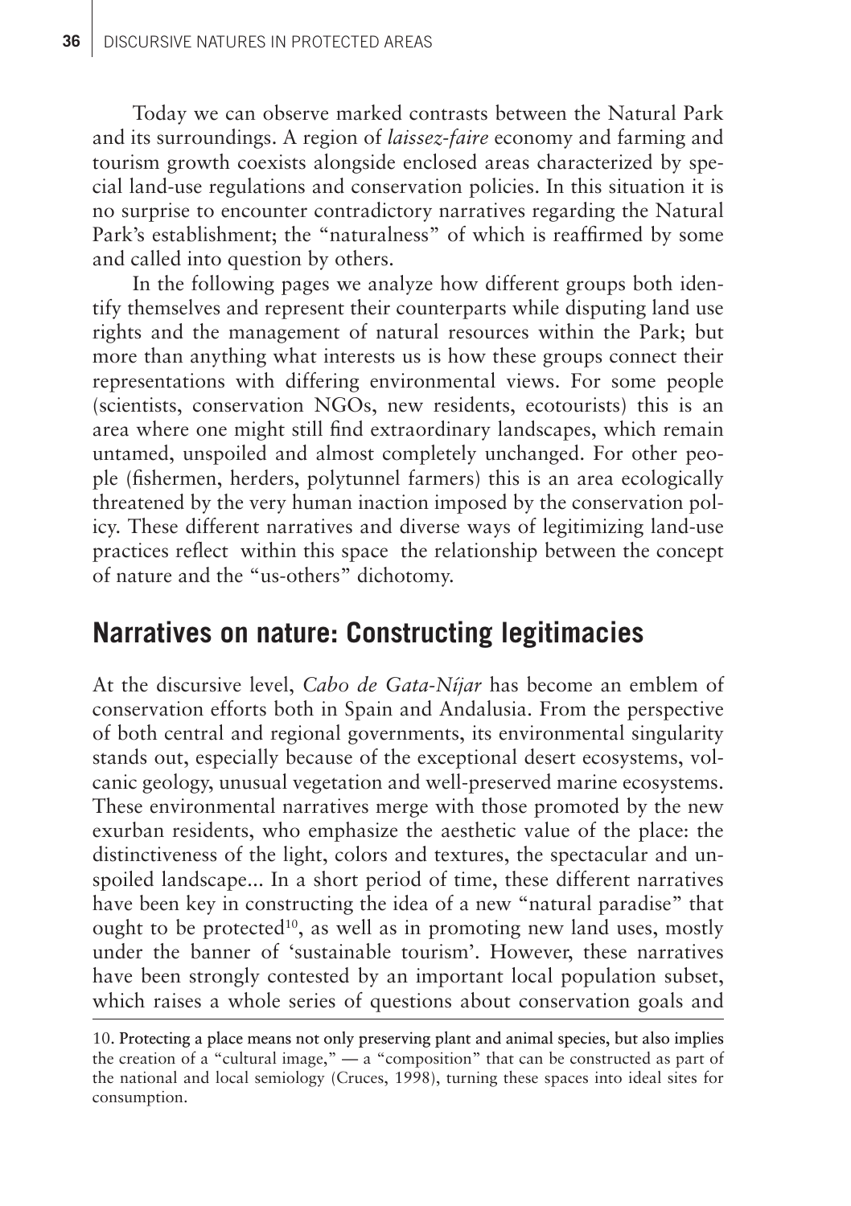Today we can observe marked contrasts between the Natural Park and its surroundings. A region of *laissez-faire* economy and farming and tourism growth coexists alongside enclosed areas characterized by special land-use regulations and conservation policies. In this situation it is no surprise to encounter contradictory narratives regarding the Natural Park's establishment; the "naturalness" of which is reaffirmed by some and called into question by others.

In the following pages we analyze how different groups both identify themselves and represent their counterparts while disputing land use rights and the management of natural resources within the Park; but more than anything what interests us is how these groups connect their representations with differing environmental views. For some people (scientists, conservation NGOs, new residents, ecotourists) this is an area where one might still find extraordinary landscapes, which remain untamed, unspoiled and almost completely unchanged. For other people (fishermen, herders, polytunnel farmers) this is an area ecologically threatened by the very human inaction imposed by the conservation policy. These different narratives and diverse ways of legitimizing land-use practices reflect within this space the relationship between the concept of nature and the "us-others" dichotomy.

## Narratives on nature: Constructing legitimacies

At the discursive level, *Cabo de Gata-Níjar* has become an emblem of conservation efforts both in Spain and Andalusia. From the perspective of both central and regional governments, its environmental singularity stands out, especially because of the exceptional desert ecosystems, volcanic geology, unusual vegetation and well-preserved marine ecosystems. These environmental narratives merge with those promoted by the new exurban residents, who emphasize the aesthetic value of the place: the distinctiveness of the light, colors and textures, the spectacular and unspoiled landscape... In a short period of time, these different narratives have been key in constructing the idea of a new "natural paradise" that ought to be protected[10], as well as in promoting new land uses, mostly under the banner of 'sustainable tourism'. However, these narratives have been strongly contested by an important local population subset, which raises a whole series of questions about conservation goals and

10. Protecting a place means not only preserving plant and animal species, but also implies the creation of a "cultural image," — a "composition" that can be constructed as part of the national and local semiology (Cruces, 1998), turning these spaces into ideal sites for consumption.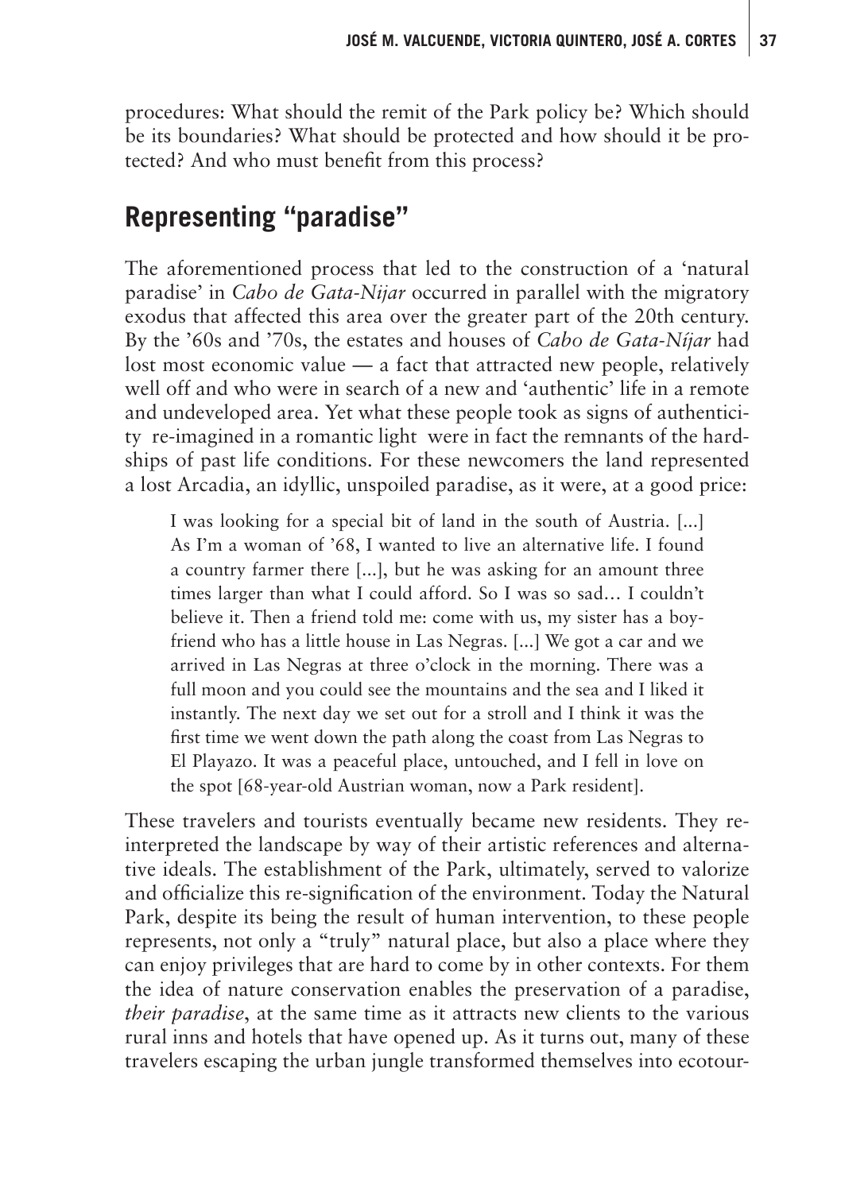procedures: What should the remit of the Park policy be? Which should be its boundaries? What should be protected and how should it be protected? And who must benefit from this process?

## Representing "paradise"

The aforementioned process that led to the construction of a 'natural paradise' in *Cabo de Gata-Nijar* occurred in parallel with the migratory exodus that affected this area over the greater part of the 20th century. By the '60s and '70s, the estates and houses of *Cabo de Gata-Níjar* had lost most economic value — a fact that attracted new people, relatively well off and who were in search of a new and 'authentic' life in a remote and undeveloped area. Yet what these people took as signs of authenticity re-imagined in a romantic light were in fact the remnants of the hardships of past life conditions. For these newcomers the land represented a lost Arcadia, an idyllic, unspoiled paradise, as it were, at a good price:

> I was looking for a special bit of land in the south of Austria. [...] As I'm a woman of '68, I wanted to live an alternative life. I found a country farmer there [...], but he was asking for an amount three times larger than what I could afford. So I was so sad… I couldn't believe it. Then a friend told me: come with us, my sister has a boyfriend who has a little house in Las Negras. [...] We got a car and we arrived in Las Negras at three o'clock in the morning. There was a full moon and you could see the mountains and the sea and I liked it instantly. The next day we set out for a stroll and I think it was the first time we went down the path along the coast from Las Negras to El Playazo. It was a peaceful place, untouched, and I fell in love on the spot [68-year-old Austrian woman, now a Park resident].

These travelers and tourists eventually became new residents. They reinterpreted the landscape by way of their artistic references and alternative ideals. The establishment of the Park, ultimately, served to valorize and officialize this re-signification of the environment. Today the Natural Park, despite its being the result of human intervention, to these people represents, not only a "truly" natural place, but also a place where they can enjoy privileges that are hard to come by in other contexts. For them the idea of nature conservation enables the preservation of a paradise, *their paradise*, at the same time as it attracts new clients to the various rural inns and hotels that have opened up. As it turns out, many of these travelers escaping the urban jungle transformed themselves into ecotour-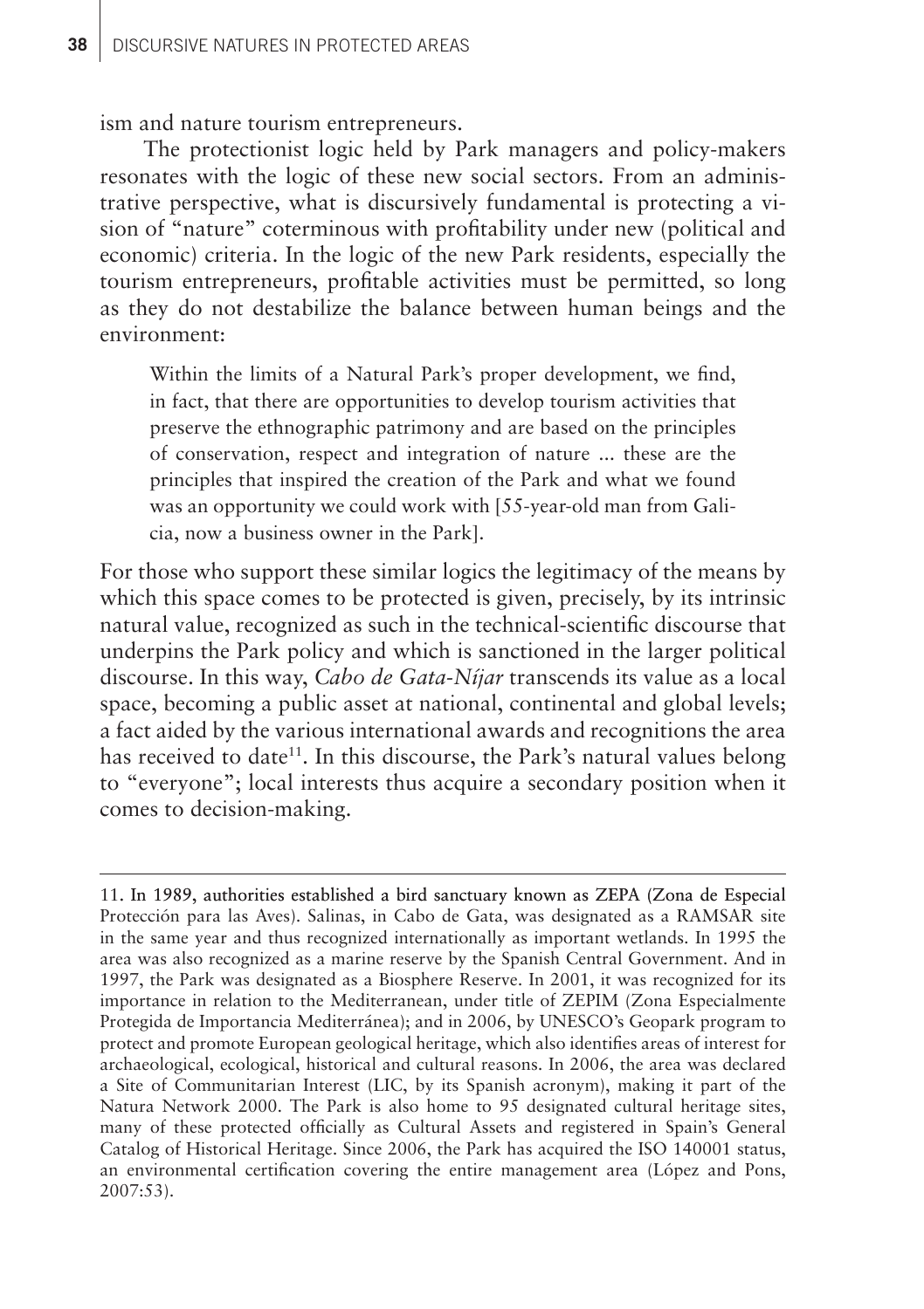ism and nature tourism entrepreneurs.

The protectionist logic held by Park managers and policy-makers resonates with the logic of these new social sectors. From an administrative perspective, what is discursively fundamental is protecting a vision of "nature" coterminous with profitability under new (political and economic) criteria. In the logic of the new Park residents, especially the tourism entrepreneurs, profitable activities must be permitted, so long as they do not destabilize the balance between human beings and the environment:

> Within the limits of a Natural Park's proper development, we find, in fact, that there are opportunities to develop tourism activities that preserve the ethnographic patrimony and are based on the principles of conservation, respect and integration of nature ... these are the principles that inspired the creation of the Park and what we found was an opportunity we could work with [55-year-old man from Galicia, now a business owner in the Park].

For those who support these similar logics the legitimacy of the means by which this space comes to be protected is given, precisely, by its intrinsic natural value, recognized as such in the technical-scientific discourse that underpins the Park policy and which is sanctioned in the larger political discourse. In this way, *Cabo de Gata-Níjar* transcends its value as a local space, becoming a public asset at national, continental and global levels; a fact aided by the various international awards and recognitions the area has received to date[11]. In this discourse, the Park's natural values belong to "everyone"; local interests thus acquire a secondary position when it comes to decision-making.

---

11. In 1989, authorities established a bird sanctuary known as ZEPA (Zona de Especial Protección para las Aves). Salinas, in Cabo de Gata, was designated as a RAMSAR site in the same year and thus recognized internationally as important wetlands. In 1995 the area was also recognized as a marine reserve by the Spanish Central Government. And in 1997, the Park was designated as a Biosphere Reserve. In 2001, it was recognized for its importance in relation to the Mediterranean, under title of ZEPIM (Zona Especialmente Protegida de Importancia Mediterránea); and in 2006, by UNESCO's Geopark program to protect and promote European geological heritage, which also identifies areas of interest for archaeological, ecological, historical and cultural reasons. In 2006, the area was declared a Site of Communitarian Interest (LIC, by its Spanish acronym), making it part of the Natura Network 2000. The Park is also home to 95 designated cultural heritage sites, many of these protected officially as Cultural Assets and registered in Spain's General Catalog of Historical Heritage. Since 2006, the Park has acquired the ISO 140001 status, an environmental certification covering the entire management area (López and Pons, 2007:53).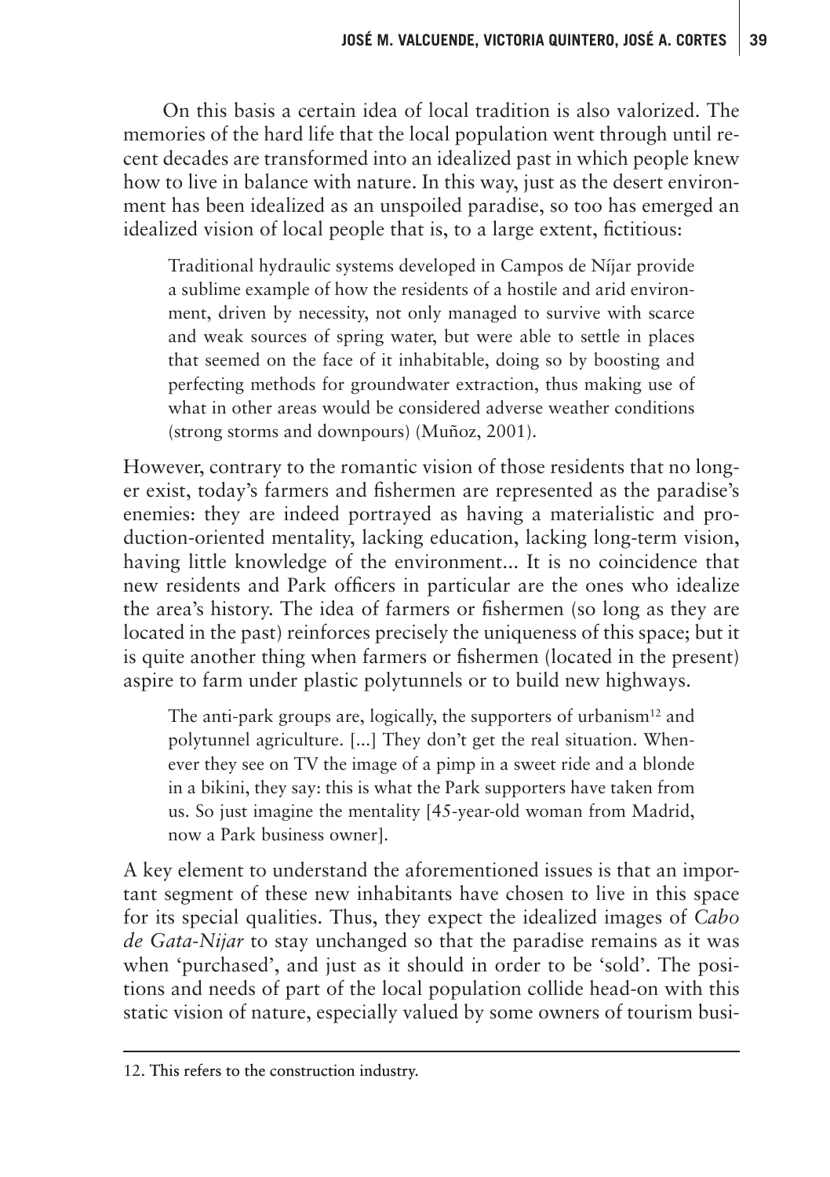On this basis a certain idea of local tradition is also valorized. The memories of the hard life that the local population went through until recent decades are transformed into an idealized past in which people knew how to live in balance with nature. In this way, just as the desert environment has been idealized as an unspoiled paradise, so too has emerged an idealized vision of local people that is, to a large extent, fictitious:

> Traditional hydraulic systems developed in Campos de Níjar provide a sublime example of how the residents of a hostile and arid environment, driven by necessity, not only managed to survive with scarce and weak sources of spring water, but were able to settle in places that seemed on the face of it inhabitable, doing so by boosting and perfecting methods for groundwater extraction, thus making use of what in other areas would be considered adverse weather conditions (strong storms and downpours) (Muñoz, 2001).

However, contrary to the romantic vision of those residents that no longer exist, today's farmers and fishermen are represented as the paradise's enemies: they are indeed portrayed as having a materialistic and production-oriented mentality, lacking education, lacking long-term vision, having little knowledge of the environment... It is no coincidence that new residents and Park officers in particular are the ones who idealize the area's history. The idea of farmers or fishermen (so long as they are located in the past) reinforces precisely the uniqueness of this space; but it is quite another thing when farmers or fishermen (located in the present) aspire to farm under plastic polytunnels or to build new highways.

> The anti-park groups are, logically, the supporters of urbanism[12] and polytunnel agriculture. [...] They don't get the real situation. Whenever they see on TV the image of a pimp in a sweet ride and a blonde in a bikini, they say: this is what the Park supporters have taken from us. So just imagine the mentality [45-year-old woman from Madrid, now a Park business owner].

A key element to understand the aforementioned issues is that an important segment of these new inhabitants have chosen to live in this space for its special qualities. Thus, they expect the idealized images of *Cabo de Gata-Nijar* to stay unchanged so that the paradise remains as it was when 'purchased', and just as it should in order to be 'sold'. The positions and needs of part of the local population collide head-on with this static vision of nature, especially valued by some owners of tourism busi-

12. This refers to the construction industry.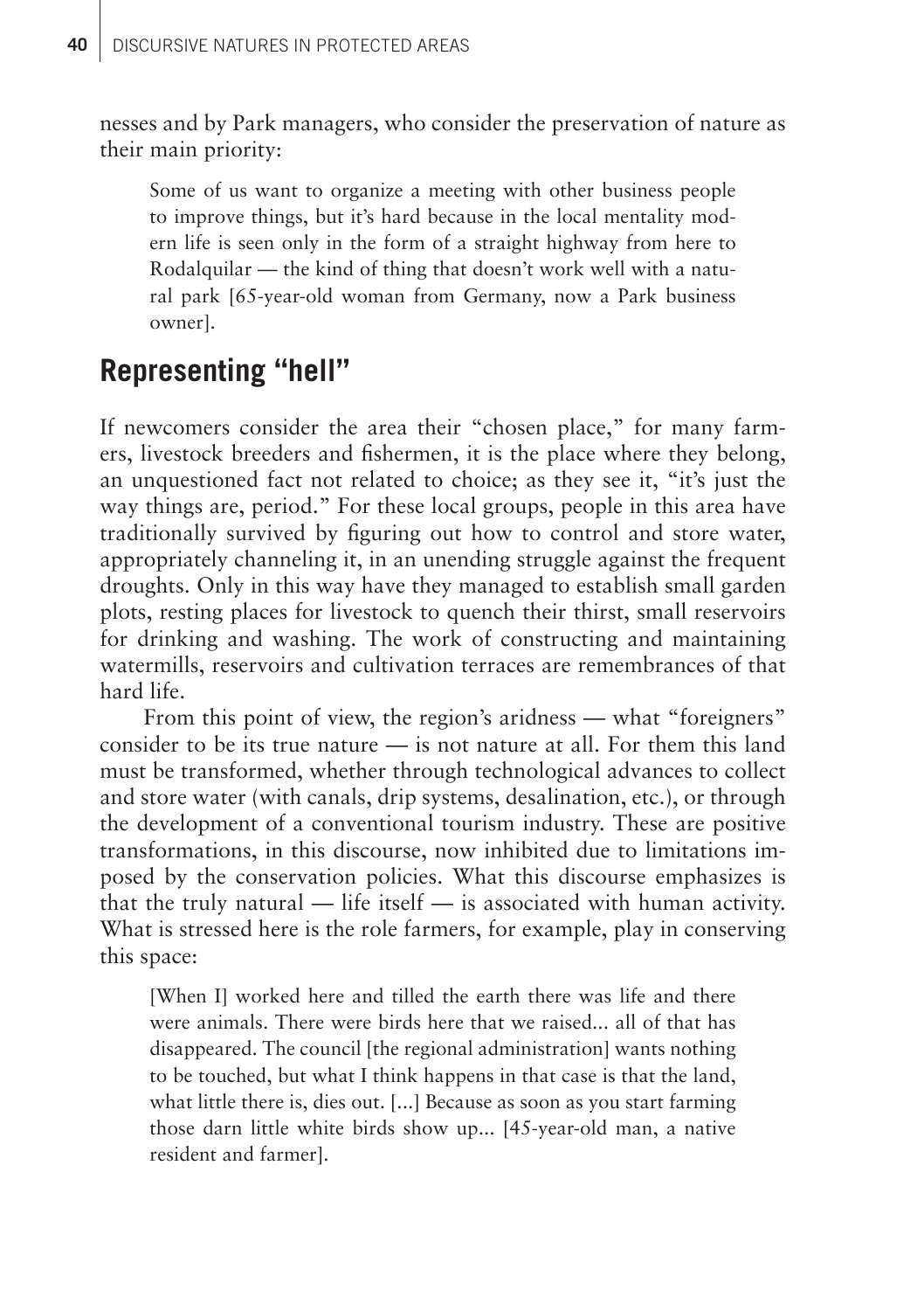nesses and by Park managers, who consider the preservation of nature as their main priority:

> Some of us want to organize a meeting with other business people to improve things, but it's hard because in the local mentality modern life is seen only in the form of a straight highway from here to Rodalquilar — the kind of thing that doesn't work well with a natural park [65-year-old woman from Germany, now a Park business owner].

## Representing "hell"

If newcomers consider the area their "chosen place," for many farmers, livestock breeders and fishermen, it is the place where they belong, an unquestioned fact not related to choice; as they see it, "it's just the way things are, period." For these local groups, people in this area have traditionally survived by figuring out how to control and store water, appropriately channeling it, in an unending struggle against the frequent droughts. Only in this way have they managed to establish small garden plots, resting places for livestock to quench their thirst, small reservoirs for drinking and washing. The work of constructing and maintaining watermills, reservoirs and cultivation terraces are remembrances of that hard life.

From this point of view, the region's aridness — what "foreigners" consider to be its true nature — is not nature at all. For them this land must be transformed, whether through technological advances to collect and store water (with canals, drip systems, desalination, etc.), or through the development of a conventional tourism industry. These are positive transformations, in this discourse, now inhibited due to limitations imposed by the conservation policies. What this discourse emphasizes is that the truly natural — life itself — is associated with human activity. What is stressed here is the role farmers, for example, play in conserving this space:

> [When I] worked here and tilled the earth there was life and there were animals. There were birds here that we raised... all of that has disappeared. The council [the regional administration] wants nothing to be touched, but what I think happens in that case is that the land, what little there is, dies out. [...] Because as soon as you start farming those darn little white birds show up... [45-year-old man, a native resident and farmer].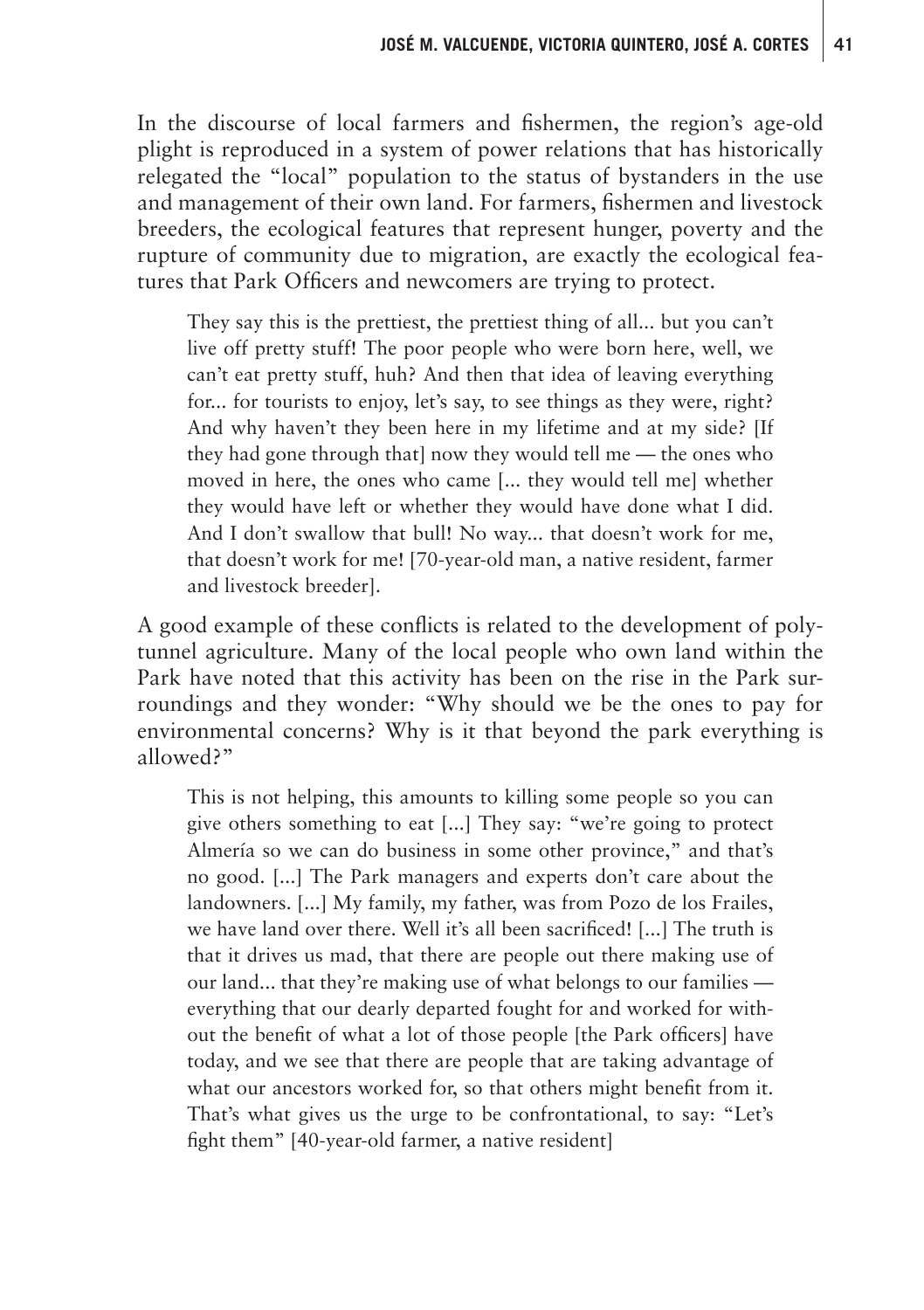In the discourse of local farmers and fishermen, the region's age-old plight is reproduced in a system of power relations that has historically relegated the "local" population to the status of bystanders in the use and management of their own land. For farmers, fishermen and livestock breeders, the ecological features that represent hunger, poverty and the rupture of community due to migration, are exactly the ecological features that Park Officers and newcomers are trying to protect.

> They say this is the prettiest, the prettiest thing of all... but you can't live off pretty stuff! The poor people who were born here, well, we can't eat pretty stuff, huh? And then that idea of leaving everything for... for tourists to enjoy, let's say, to see things as they were, right? And why haven't they been here in my lifetime and at my side? [If they had gone through that] now they would tell me — the ones who moved in here, the ones who came [... they would tell me] whether they would have left or whether they would have done what I did. And I don't swallow that bull! No way... that doesn't work for me, that doesn't work for me! [70-year-old man, a native resident, farmer and livestock breeder].

A good example of these conflicts is related to the development of polytunnel agriculture. Many of the local people who own land within the Park have noted that this activity has been on the rise in the Park surroundings and they wonder: "Why should we be the ones to pay for environmental concerns? Why is it that beyond the park everything is allowed?"

> This is not helping, this amounts to killing some people so you can give others something to eat [...] They say: "we're going to protect Almería so we can do business in some other province," and that's no good. [...] The Park managers and experts don't care about the landowners. [...] My family, my father, was from Pozo de los Frailes, we have land over there. Well it's all been sacrificed! [...] The truth is that it drives us mad, that there are people out there making use of our land... that they're making use of what belongs to our families — everything that our dearly departed fought for and worked for without the benefit of what a lot of those people [the Park officers] have today, and we see that there are people that are taking advantage of what our ancestors worked for, so that others might benefit from it. That's what gives us the urge to be confrontational, to say: "Let's fight them" [40-year-old farmer, a native resident]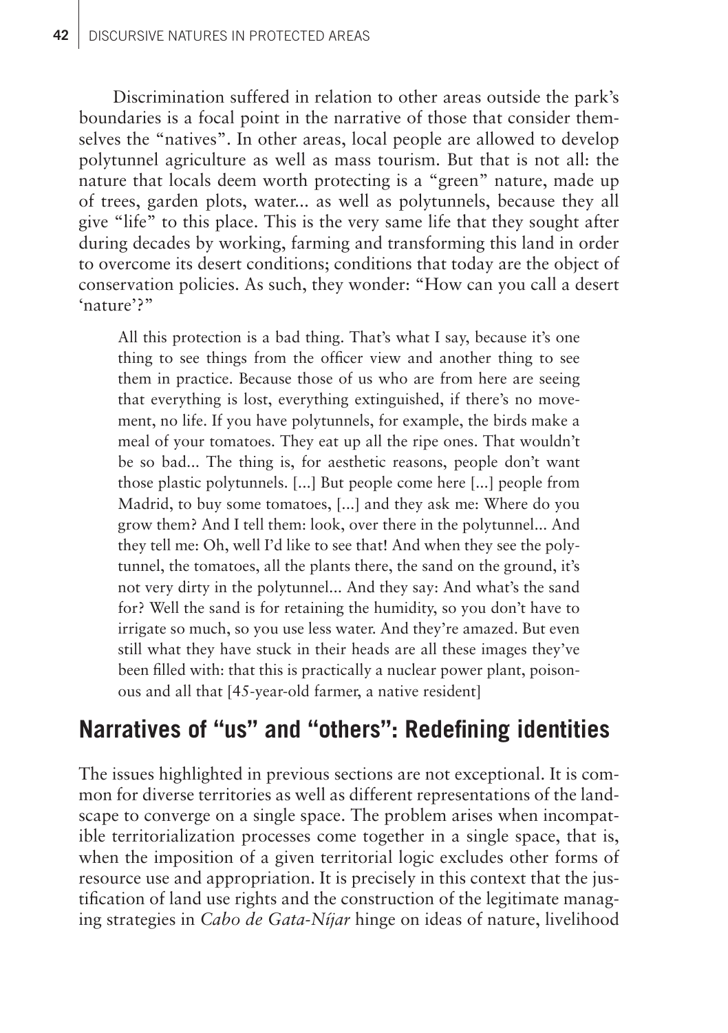Discrimination suffered in relation to other areas outside the park's boundaries is a focal point in the narrative of those that consider themselves the "natives". In other areas, local people are allowed to develop polytunnel agriculture as well as mass tourism. But that is not all: the nature that locals deem worth protecting is a "green" nature, made up of trees, garden plots, water... as well as polytunnels, because they all give "life" to this place. This is the very same life that they sought after during decades by working, farming and transforming this land in order to overcome its desert conditions; conditions that today are the object of conservation policies. As such, they wonder: "How can you call a desert 'nature'?"

> All this protection is a bad thing. That's what I say, because it's one thing to see things from the officer view and another thing to see them in practice. Because those of us who are from here are seeing that everything is lost, everything extinguished, if there's no movement, no life. If you have polytunnels, for example, the birds make a meal of your tomatoes. They eat up all the ripe ones. That wouldn't be so bad... The thing is, for aesthetic reasons, people don't want those plastic polytunnels. [...] But people come here [...] people from Madrid, to buy some tomatoes, [...] and they ask me: Where do you grow them? And I tell them: look, over there in the polytunnel... And they tell me: Oh, well I'd like to see that! And when they see the polytunnel, the tomatoes, all the plants there, the sand on the ground, it's not very dirty in the polytunnel... And they say: And what's the sand for? Well the sand is for retaining the humidity, so you don't have to irrigate so much, so you use less water. And they're amazed. But even still what they have stuck in their heads are all these images they've been filled with: that this is practically a nuclear power plant, poisonous and all that [45-year-old farmer, a native resident]

## Narratives of "us" and "others": Redefining identities

The issues highlighted in previous sections are not exceptional. It is common for diverse territories as well as different representations of the landscape to converge on a single space. The problem arises when incompatible territorialization processes come together in a single space, that is, when the imposition of a given territorial logic excludes other forms of resource use and appropriation. It is precisely in this context that the justification of land use rights and the construction of the legitimate managing strategies in *Cabo de Gata-Níjar* hinge on ideas of nature, livelihood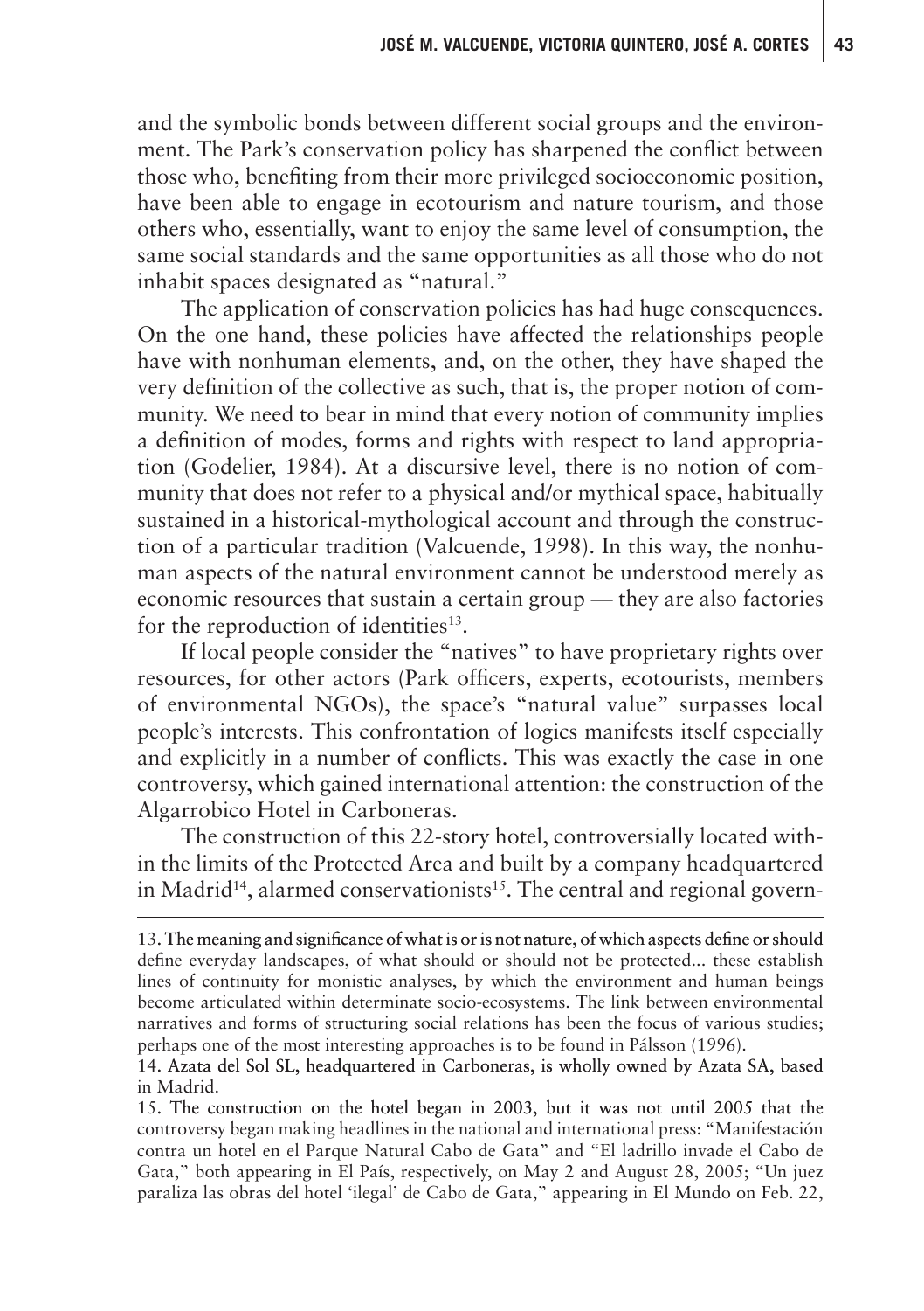and the symbolic bonds between different social groups and the environment. The Park's conservation policy has sharpened the conflict between those who, benefiting from their more privileged socioeconomic position, have been able to engage in ecotourism and nature tourism, and those others who, essentially, want to enjoy the same level of consumption, the same social standards and the same opportunities as all those who do not inhabit spaces designated as "natural."

The application of conservation policies has had huge consequences. On the one hand, these policies have affected the relationships people have with nonhuman elements, and, on the other, they have shaped the very definition of the collective as such, that is, the proper notion of community. We need to bear in mind that every notion of community implies a definition of modes, forms and rights with respect to land appropriation (Godelier, 1984). At a discursive level, there is no notion of community that does not refer to a physical and/or mythical space, habitually sustained in a historical-mythological account and through the construction of a particular tradition (Valcuende, 1998). In this way, the nonhuman aspects of the natural environment cannot be understood merely as economic resources that sustain a certain group — they are also factories for the reproduction of identities[13].

If local people consider the "natives" to have proprietary rights over resources, for other actors (Park officers, experts, ecotourists, members of environmental NGOs), the space's "natural value" surpasses local people's interests. This confrontation of logics manifests itself especially and explicitly in a number of conflicts. This was exactly the case in one controversy, which gained international attention: the construction of the Algarrobico Hotel in Carboneras.

The construction of this 22-story hotel, controversially located within the limits of the Protected Area and built by a company headquartered in Madrid[14], alarmed conservationists[15]. The central and regional govern-

---

13. The meaning and significance of what is or is not nature, of which aspects define or should define everyday landscapes, of what should or should not be protected... these establish lines of continuity for monistic analyses, by which the environment and human beings become articulated within determinate socio-ecosystems. The link between environmental narratives and forms of structuring social relations has been the focus of various studies; perhaps one of the most interesting approaches is to be found in Pálsson (1996).

14. Azata del Sol SL, headquartered in Carboneras, is wholly owned by Azata SA, based in Madrid.

15. The construction on the hotel began in 2003, but it was not until 2005 that the controversy began making headlines in the national and international press: "Manifestación contra un hotel en el Parque Natural Cabo de Gata" and "El ladrillo invade el Cabo de Gata," both appearing in El País, respectively, on May 2 and August 28, 2005; "Un juez paraliza las obras del hotel 'ilegal' de Cabo de Gata," appearing in El Mundo on Feb. 22,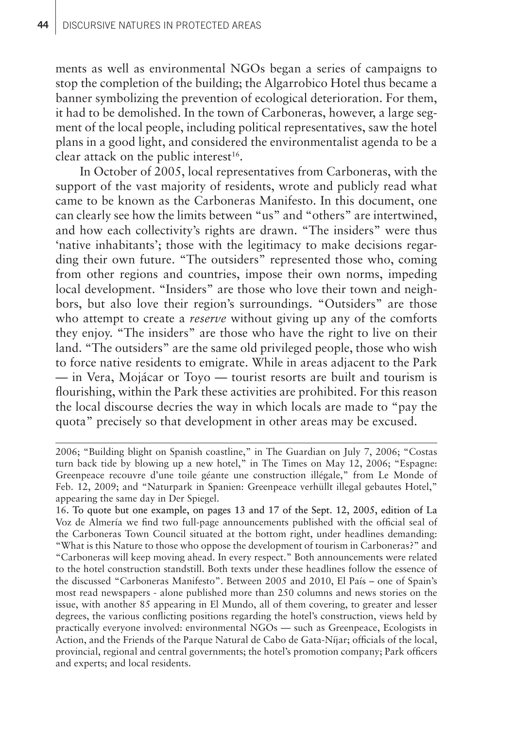ments as well as environmental NGOs began a series of campaigns to stop the completion of the building; the Algarrobico Hotel thus became a banner symbolizing the prevention of ecological deterioration. For them, it had to be demolished. In the town of Carboneras, however, a large segment of the local people, including political representatives, saw the hotel plans in a good light, and considered the environmentalist agenda to be a clear attack on the public interest[16].

In October of 2005, local representatives from Carboneras, with the support of the vast majority of residents, wrote and publicly read what came to be known as the Carboneras Manifesto. In this document, one can clearly see how the limits between "us" and "others" are intertwined, and how each collectivity's rights are drawn. "The insiders" were thus 'native inhabitants'; those with the legitimacy to make decisions regarding their own future. "The outsiders" represented those who, coming from other regions and countries, impose their own norms, impeding local development. "Insiders" are those who love their town and neighbors, but also love their region's surroundings. "Outsiders" are those who attempt to create a *reserve* without giving up any of the comforts they enjoy. "The insiders" are those who have the right to live on their land. "The outsiders" are the same old privileged people, those who wish to force native residents to emigrate. While in areas adjacent to the Park — in Vera, Mojácar or Toyo — tourist resorts are built and tourism is flourishing, within the Park these activities are prohibited. For this reason the local discourse decries the way in which locals are made to "pay the quota" precisely so that development in other areas may be excused.

---

2006; "Building blight on Spanish coastline," in The Guardian on July 7, 2006; "Costas turn back tide by blowing up a new hotel," in The Times on May 12, 2006; "Espagne: Greenpeace recouvre d'une toile géante une construction illégale," from Le Monde of Feb. 12, 2009; and "Naturpark in Spanien: Greenpeace verhüllt illegal gebautes Hotel," appearing the same day in Der Spiegel.

16. To quote but one example, on pages 13 and 17 of the Sept. 12, 2005, edition of La Voz de Almería we find two full-page announcements published with the official seal of the Carboneras Town Council situated at the bottom right, under headlines demanding: "What is this Nature to those who oppose the development of tourism in Carboneras?" and "Carboneras will keep moving ahead. In every respect." Both announcements were related to the hotel construction standstill. Both texts under these headlines follow the essence of the discussed "Carboneras Manifesto". Between 2005 and 2010, El País – one of Spain's most read newspapers - alone published more than 250 columns and news stories on the issue, with another 85 appearing in El Mundo, all of them covering, to greater and lesser degrees, the various conflicting positions regarding the hotel's construction, views held by practically everyone involved: environmental NGOs — such as Greenpeace, Ecologists in Action, and the Friends of the Parque Natural de Cabo de Gata-Níjar; officials of the local, provincial, regional and central governments; the hotel's promotion company; Park officers and experts; and local residents.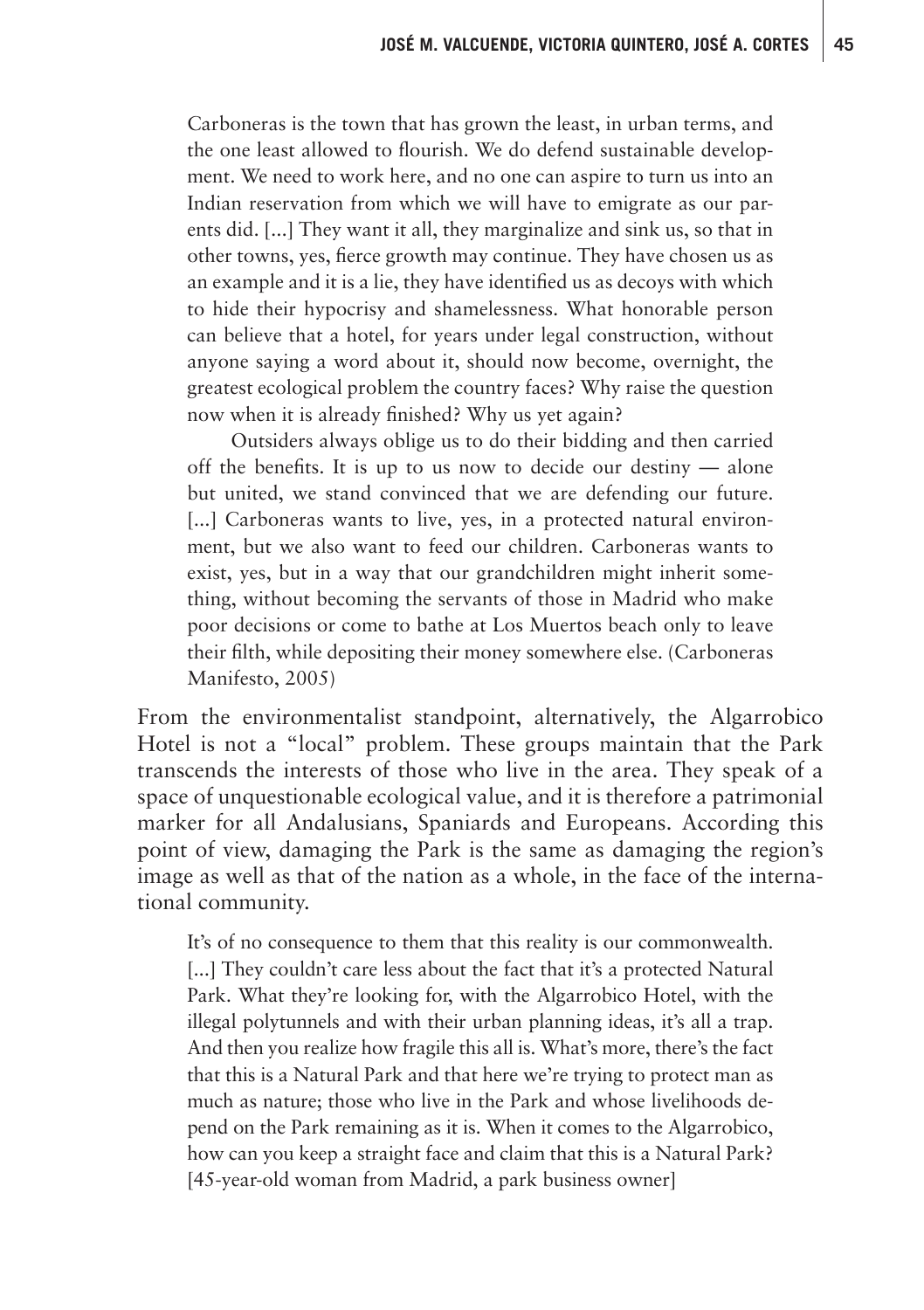> Carboneras is the town that has grown the least, in urban terms, and the one least allowed to flourish. We do defend sustainable development. We need to work here, and no one can aspire to turn us into an Indian reservation from which we will have to emigrate as our parents did. [...] They want it all, they marginalize and sink us, so that in other towns, yes, fierce growth may continue. They have chosen us as an example and it is a lie, they have identified us as decoys with which to hide their hypocrisy and shamelessness. What honorable person can believe that a hotel, for years under legal construction, without anyone saying a word about it, should now become, overnight, the greatest ecological problem the country faces? Why raise the question now when it is already finished? Why us yet again?
>
> Outsiders always oblige us to do their bidding and then carried off the benefits. It is up to us now to decide our destiny — alone but united, we stand convinced that we are defending our future. [...] Carboneras wants to live, yes, in a protected natural environment, but we also want to feed our children. Carboneras wants to exist, yes, but in a way that our grandchildren might inherit something, without becoming the servants of those in Madrid who make poor decisions or come to bathe at Los Muertos beach only to leave their filth, while depositing their money somewhere else. (Carboneras Manifesto, 2005)

From the environmentalist standpoint, alternatively, the Algarrobico Hotel is not a "local" problem. These groups maintain that the Park transcends the interests of those who live in the area. They speak of a space of unquestionable ecological value, and it is therefore a patrimonial marker for all Andalusians, Spaniards and Europeans. According this point of view, damaging the Park is the same as damaging the region's image as well as that of the nation as a whole, in the face of the international community.

> It's of no consequence to them that this reality is our commonwealth. [...] They couldn't care less about the fact that it's a protected Natural Park. What they're looking for, with the Algarrobico Hotel, with the illegal polytunnels and with their urban planning ideas, it's all a trap. And then you realize how fragile this all is. What's more, there's the fact that this is a Natural Park and that here we're trying to protect man as much as nature; those who live in the Park and whose livelihoods depend on the Park remaining as it is. When it comes to the Algarrobico, how can you keep a straight face and claim that this is a Natural Park? [45-year-old woman from Madrid, a park business owner]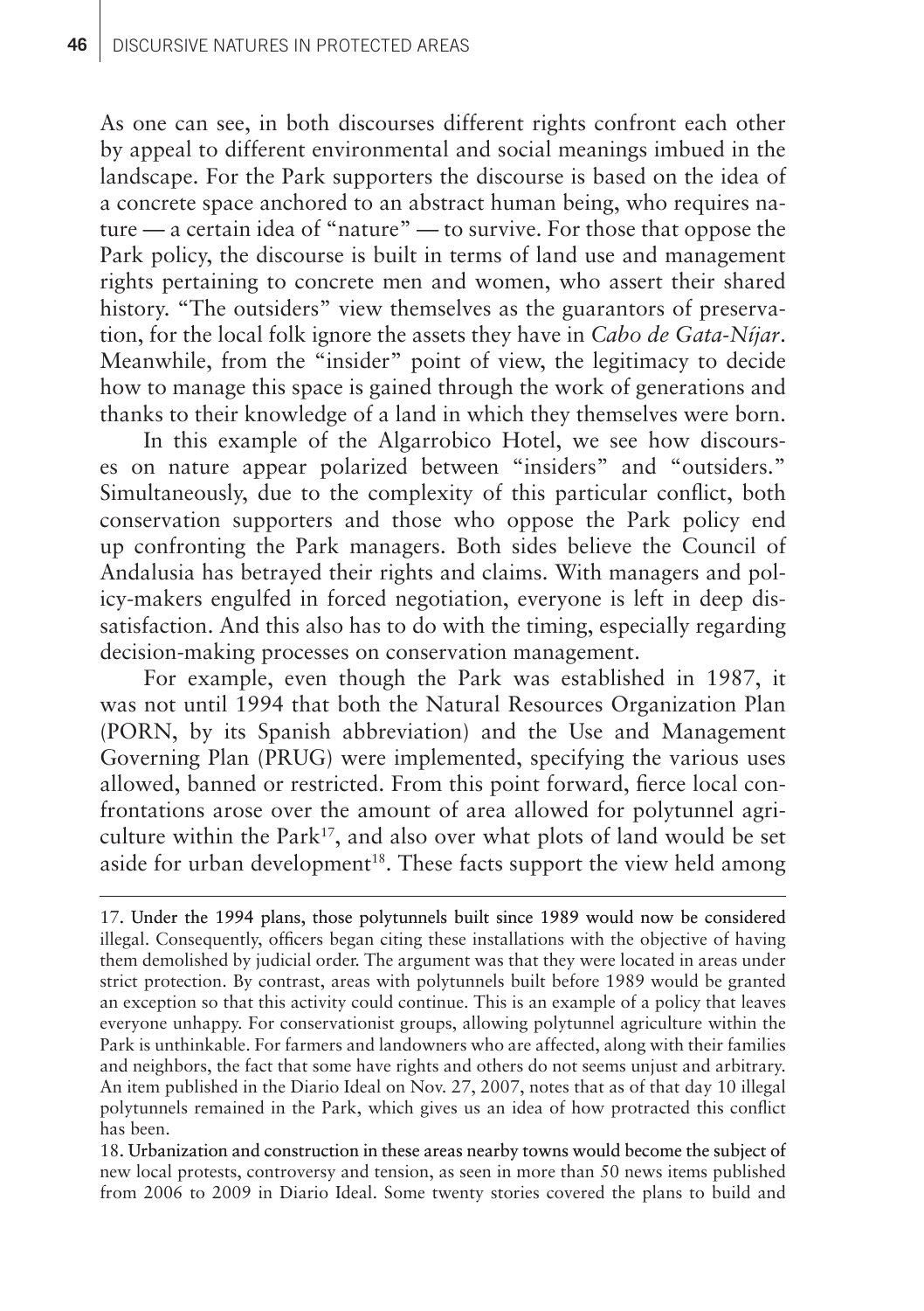As one can see, in both discourses different rights confront each other by appeal to different environmental and social meanings imbued in the landscape. For the Park supporters the discourse is based on the idea of a concrete space anchored to an abstract human being, who requires nature — a certain idea of "nature" — to survive. For those that oppose the Park policy, the discourse is built in terms of land use and management rights pertaining to concrete men and women, who assert their shared history. "The outsiders" view themselves as the guarantors of preservation, for the local folk ignore the assets they have in *Cabo de Gata-Níjar*. Meanwhile, from the "insider" point of view, the legitimacy to decide how to manage this space is gained through the work of generations and thanks to their knowledge of a land in which they themselves were born.

In this example of the Algarrobico Hotel, we see how discourses on nature appear polarized between "insiders" and "outsiders." Simultaneously, due to the complexity of this particular conflict, both conservation supporters and those who oppose the Park policy end up confronting the Park managers. Both sides believe the Council of Andalusia has betrayed their rights and claims. With managers and policy-makers engulfed in forced negotiation, everyone is left in deep dissatisfaction. And this also has to do with the timing, especially regarding decision-making processes on conservation management.

For example, even though the Park was established in 1987, it was not until 1994 that both the Natural Resources Organization Plan (PORN, by its Spanish abbreviation) and the Use and Management Governing Plan (PRUG) were implemented, specifying the various uses allowed, banned or restricted. From this point forward, fierce local confrontations arose over the amount of area allowed for polytunnel agriculture within the Park[17], and also over what plots of land would be set aside for urban development[18]. These facts support the view held among

---

17. Under the 1994 plans, those polytunnels built since 1989 would now be considered illegal. Consequently, officers began citing these installations with the objective of having them demolished by judicial order. The argument was that they were located in areas under strict protection. By contrast, areas with polytunnels built before 1989 would be granted an exception so that this activity could continue. This is an example of a policy that leaves everyone unhappy. For conservationist groups, allowing polytunnel agriculture within the Park is unthinkable. For farmers and landowners who are affected, along with their families and neighbors, the fact that some have rights and others do not seems unjust and arbitrary. An item published in the Diario Ideal on Nov. 27, 2007, notes that as of that day 10 illegal polytunnels remained in the Park, which gives us an idea of how protracted this conflict has been.

18. Urbanization and construction in these areas nearby towns would become the subject of new local protests, controversy and tension, as seen in more than 50 news items published from 2006 to 2009 in Diario Ideal. Some twenty stories covered the plans to build and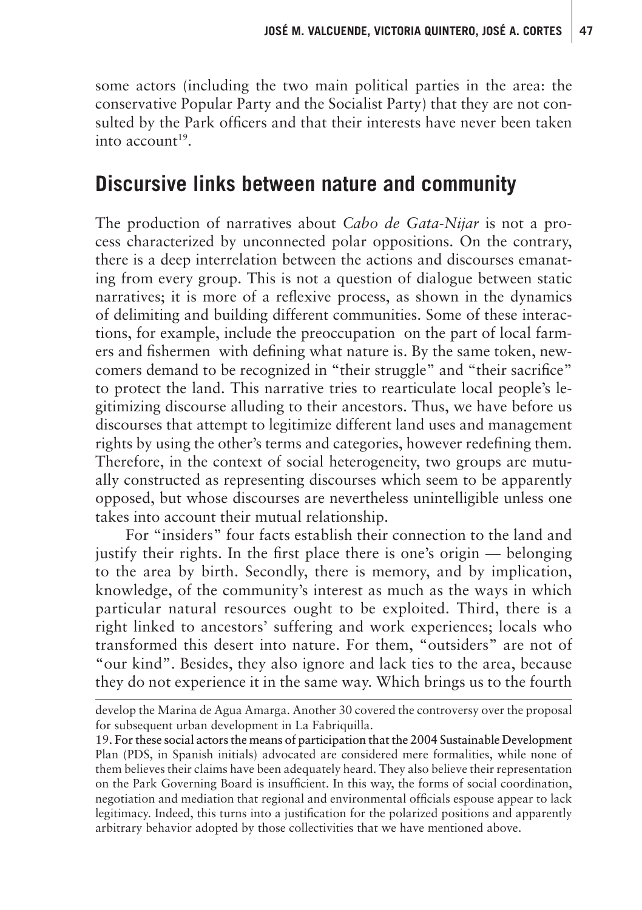some actors (including the two main political parties in the area: the conservative Popular Party and the Socialist Party) that they are not consulted by the Park officers and that their interests have never been taken into account[19].

## Discursive links between nature and community

The production of narratives about *Cabo de Gata-Nijar* is not a process characterized by unconnected polar oppositions. On the contrary, there is a deep interrelation between the actions and discourses emanating from every group. This is not a question of dialogue between static narratives; it is more of a reflexive process, as shown in the dynamics of delimiting and building different communities. Some of these interactions, for example, include the preoccupation on the part of local farmers and fishermen with defining what nature is. By the same token, newcomers demand to be recognized in "their struggle" and "their sacrifice" to protect the land. This narrative tries to rearticulate local people's legitimizing discourse alluding to their ancestors. Thus, we have before us discourses that attempt to legitimize different land uses and management rights by using the other's terms and categories, however redefining them. Therefore, in the context of social heterogeneity, two groups are mutually constructed as representing discourses which seem to be apparently opposed, but whose discourses are nevertheless unintelligible unless one takes into account their mutual relationship.

For "insiders" four facts establish their connection to the land and justify their rights. In the first place there is one's origin — belonging to the area by birth. Secondly, there is memory, and by implication, knowledge, of the community's interest as much as the ways in which particular natural resources ought to be exploited. Third, there is a right linked to ancestors' suffering and work experiences; locals who transformed this desert into nature. For them, "outsiders" are not of "our kind". Besides, they also ignore and lack ties to the area, because they do not experience it in the same way. Which brings us to the fourth

---

develop the Marina de Agua Amarga. Another 30 covered the controversy over the proposal for subsequent urban development in La Fabriquilla.

19. For these social actors the means of participation that the 2004 Sustainable Development Plan (PDS, in Spanish initials) advocated are considered mere formalities, while none of them believes their claims have been adequately heard. They also believe their representation on the Park Governing Board is insufficient. In this way, the forms of social coordination, negotiation and mediation that regional and environmental officials espouse appear to lack legitimacy. Indeed, this turns into a justification for the polarized positions and apparently arbitrary behavior adopted by those collectivities that we have mentioned above.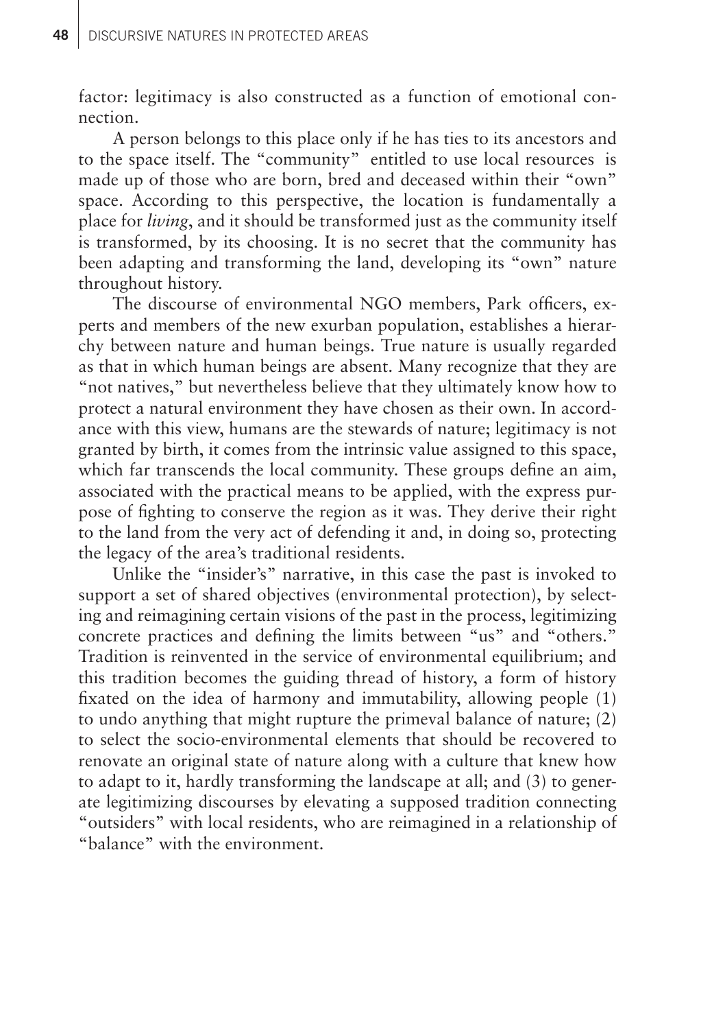factor: legitimacy is also constructed as a function of emotional connection.

A person belongs to this place only if he has ties to its ancestors and to the space itself. The "community" entitled to use local resources is made up of those who are born, bred and deceased within their "own" space. According to this perspective, the location is fundamentally a place for *living*, and it should be transformed just as the community itself is transformed, by its choosing. It is no secret that the community has been adapting and transforming the land, developing its "own" nature throughout history.

The discourse of environmental NGO members, Park officers, experts and members of the new exurban population, establishes a hierarchy between nature and human beings. True nature is usually regarded as that in which human beings are absent. Many recognize that they are "not natives," but nevertheless believe that they ultimately know how to protect a natural environment they have chosen as their own. In accordance with this view, humans are the stewards of nature; legitimacy is not granted by birth, it comes from the intrinsic value assigned to this space, which far transcends the local community. These groups define an aim, associated with the practical means to be applied, with the express purpose of fighting to conserve the region as it was. They derive their right to the land from the very act of defending it and, in doing so, protecting the legacy of the area's traditional residents.

Unlike the "insider's" narrative, in this case the past is invoked to support a set of shared objectives (environmental protection), by selecting and reimagining certain visions of the past in the process, legitimizing concrete practices and defining the limits between "us" and "others." Tradition is reinvented in the service of environmental equilibrium; and this tradition becomes the guiding thread of history, a form of history fixated on the idea of harmony and immutability, allowing people (1) to undo anything that might rupture the primeval balance of nature; (2) to select the socio-environmental elements that should be recovered to renovate an original state of nature along with a culture that knew how to adapt to it, hardly transforming the landscape at all; and (3) to generate legitimizing discourses by elevating a supposed tradition connecting "outsiders" with local residents, who are reimagined in a relationship of "balance" with the environment.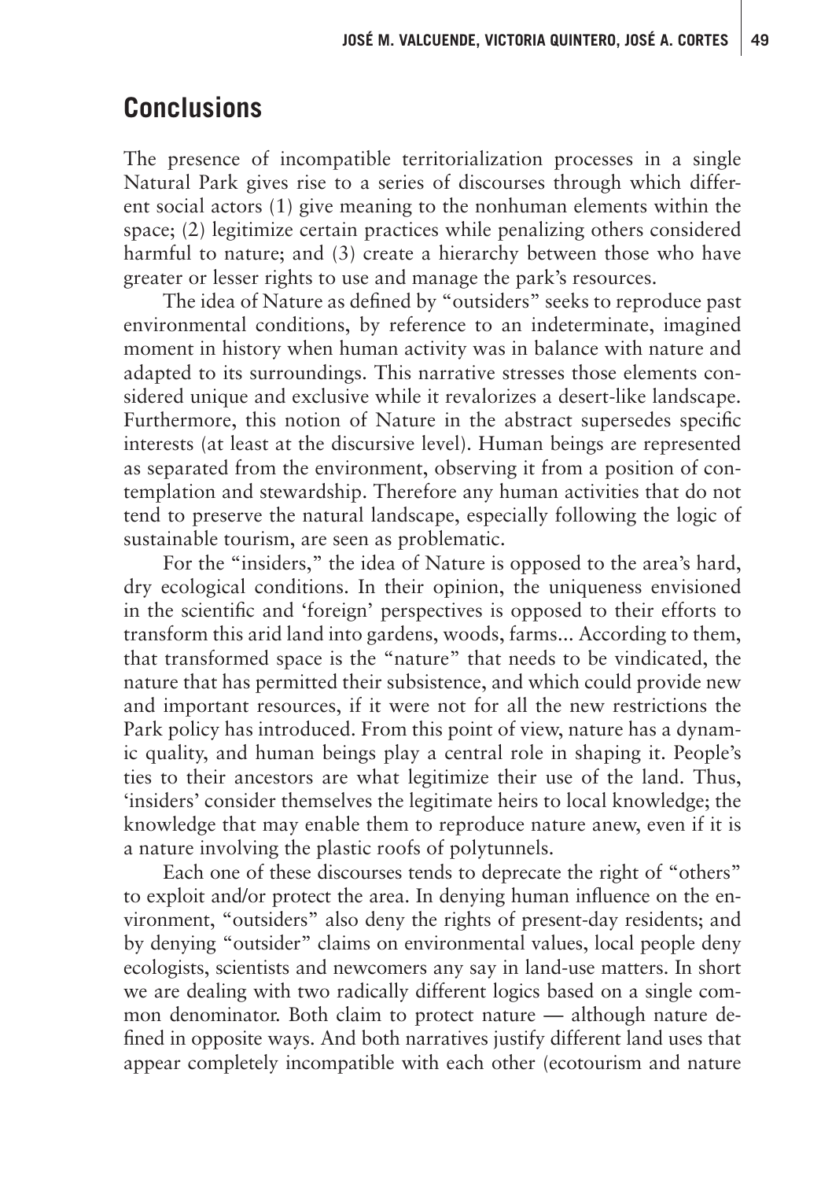## Conclusions

The presence of incompatible territorialization processes in a single Natural Park gives rise to a series of discourses through which different social actors (1) give meaning to the nonhuman elements within the space; (2) legitimize certain practices while penalizing others considered harmful to nature; and (3) create a hierarchy between those who have greater or lesser rights to use and manage the park's resources.

The idea of Nature as defined by "outsiders" seeks to reproduce past environmental conditions, by reference to an indeterminate, imagined moment in history when human activity was in balance with nature and adapted to its surroundings. This narrative stresses those elements considered unique and exclusive while it revalorizes a desert-like landscape. Furthermore, this notion of Nature in the abstract supersedes specific interests (at least at the discursive level). Human beings are represented as separated from the environment, observing it from a position of contemplation and stewardship. Therefore any human activities that do not tend to preserve the natural landscape, especially following the logic of sustainable tourism, are seen as problematic.

For the "insiders," the idea of Nature is opposed to the area's hard, dry ecological conditions. In their opinion, the uniqueness envisioned in the scientific and 'foreign' perspectives is opposed to their efforts to transform this arid land into gardens, woods, farms... According to them, that transformed space is the "nature" that needs to be vindicated, the nature that has permitted their subsistence, and which could provide new and important resources, if it were not for all the new restrictions the Park policy has introduced. From this point of view, nature has a dynamic quality, and human beings play a central role in shaping it. People's ties to their ancestors are what legitimize their use of the land. Thus, 'insiders' consider themselves the legitimate heirs to local knowledge; the knowledge that may enable them to reproduce nature anew, even if it is a nature involving the plastic roofs of polytunnels.

Each one of these discourses tends to deprecate the right of "others" to exploit and/or protect the area. In denying human influence on the environment, "outsiders" also deny the rights of present-day residents; and by denying "outsider" claims on environmental values, local people deny ecologists, scientists and newcomers any say in land-use matters. In short we are dealing with two radically different logics based on a single common denominator. Both claim to protect nature — although nature defined in opposite ways. And both narratives justify different land uses that appear completely incompatible with each other (ecotourism and nature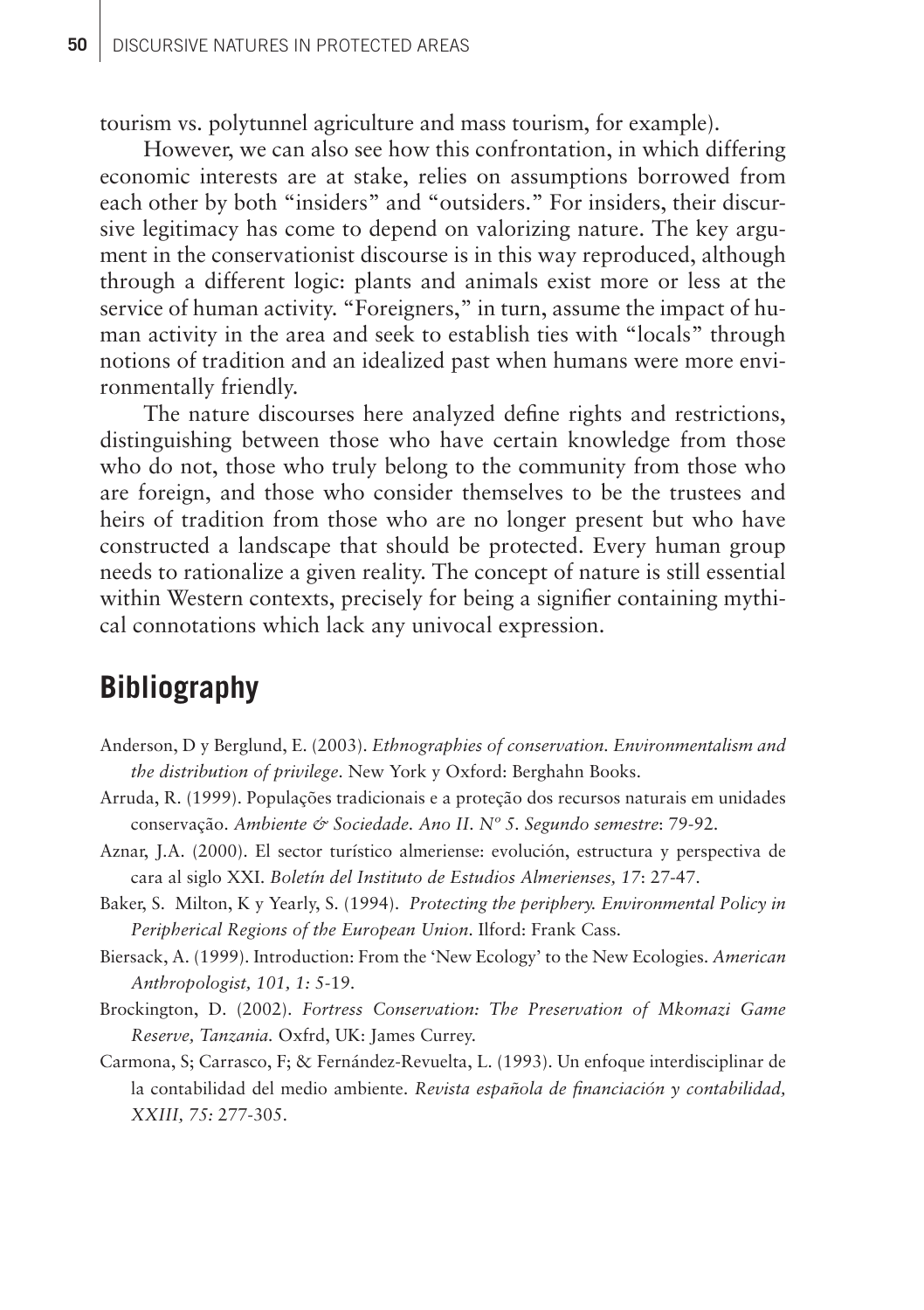tourism vs. polytunnel agriculture and mass tourism, for example).

However, we can also see how this confrontation, in which differing economic interests are at stake, relies on assumptions borrowed from each other by both "insiders" and "outsiders." For insiders, their discursive legitimacy has come to depend on valorizing nature. The key argument in the conservationist discourse is in this way reproduced, although through a different logic: plants and animals exist more or less at the service of human activity. "Foreigners," in turn, assume the impact of human activity in the area and seek to establish ties with "locals" through notions of tradition and an idealized past when humans were more environmentally friendly.

The nature discourses here analyzed define rights and restrictions, distinguishing between those who have certain knowledge from those who do not, those who truly belong to the community from those who are foreign, and those who consider themselves to be the trustees and heirs of tradition from those who are no longer present but who have constructed a landscape that should be protected. Every human group needs to rationalize a given reality. The concept of nature is still essential within Western contexts, precisely for being a signifier containing mythical connotations which lack any univocal expression.

## Bibliography

Anderson, D y Berglund, E. (2003). *Ethnographies of conservation. Environmentalism and the distribution of privilege*. New York y Oxford: Berghahn Books.

Arruda, R. (1999). Populações tradicionais e a proteção dos recursos naturais em unidades conservação. *Ambiente & Sociedade. Ano II. Nº 5. Segundo semestre*: 79-92.

Aznar, J.A. (2000). El sector turístico almeriense: evolución, estructura y perspectiva de cara al siglo XXI. *Boletín del Instituto de Estudios Almerienses, 17*: 27-47.

Baker, S. Milton, K y Yearly, S. (1994). *Protecting the periphery. Environmental Policy in Peripherical Regions of the European Union*. Ilford: Frank Cass.

Biersack, A. (1999). Introduction: From the 'New Ecology' to the New Ecologies. *American Anthropologist, 101, 1:* 5-19.

Brockington, D. (2002). *Fortress Conservation: The Preservation of Mkomazi Game Reserve, Tanzania.* Oxfrd, UK: James Currey.

Carmona, S; Carrasco, F; & Fernández-Revuelta, L. (1993). Un enfoque interdisciplinar de la contabilidad del medio ambiente. *Revista española de financiación y contabilidad, XXIII, 75:* 277-305.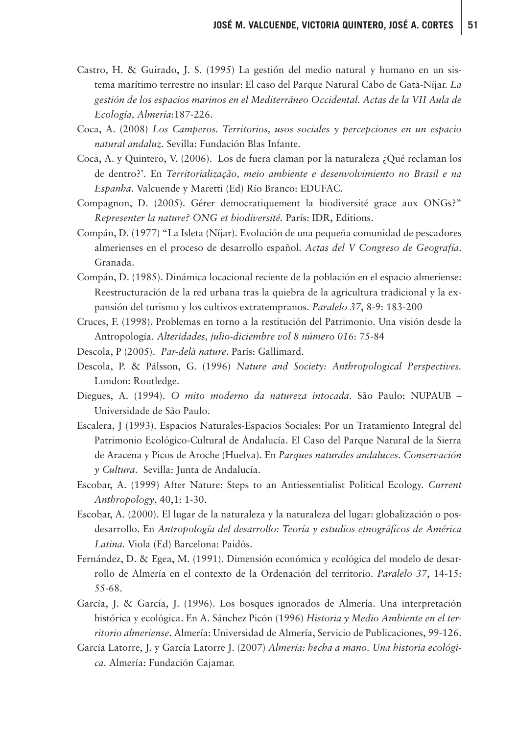Castro, H. & Guirado, J. S. (1995) La gestión del medio natural y humano en un sistema marítimo terrestre no insular: El caso del Parque Natural Cabo de Gata-Níjar. *La gestión de los espacios marinos en el Mediterráneo Occidental. Actas de la VII Aula de Ecología, Almería*:187-226.

Coca, A. (2008) *Los Camperos. Territorios, usos sociales y percepciones en un espacio natural andaluz.* Sevilla: Fundación Blas Infante.

Coca, A. y Quintero, V. (2006). Los de fuera claman por la naturaleza ¿Qué reclaman los de dentro?'. En *Territorialização, meio ambiente e desenvolvimiento no Brasil e na Espanha*. Valcuende y Maretti (Ed) Río Branco: EDUFAC.

Compagnon, D. (2005). Gérer democratiquement la biodiversité grace aux ONGs?" *Representer la nature? ONG et biodiversité.* París: IDR, Editions.

Compán, D. (1977) "La Isleta (Níjar). Evolución de una pequeña comunidad de pescadores almerienses en el proceso de desarrollo español. *Actas del V Congreso de Geografía*. Granada.

Compán, D. (1985). Dinámica locacional reciente de la población en el espacio almeriense: Reestructuración de la red urbana tras la quiebra de la agricultura tradicional y la expansión del turismo y los cultivos extratempranos. *Paralelo 37*, 8-9: 183-200

Cruces, F. (1998). Problemas en torno a la restitución del Patrimonio. Una visión desde la Antropología. *Alteridades, julio-diciembre vol 8 número 016*: 75-84

Descola, P (2005). *Par-delà nature*. París: Gallimard.

Descola, P. & Pálsson, G. (1996) *Nature and Society: Anthropological Perspectives.* London: Routledge.

Diegues, A. (1994). *O mito moderno da natureza intocada.* São Paulo: NUPAUB – Universidade de São Paulo.

Escalera, J (1993). Espacios Naturales-Espacios Sociales: Por un Tratamiento Integral del Patrimonio Ecológico-Cultural de Andalucía. El Caso del Parque Natural de la Sierra de Aracena y Picos de Aroche (Huelva). En *Parques naturales andaluces. Conservación y Cultura*. Sevilla: Junta de Andalucía.

Escobar, A. (1999) After Nature: Steps to an Antiessentialist Political Ecology. *Current Anthropology*, 40,1: 1-30.

Escobar, A. (2000). El lugar de la naturaleza y la naturaleza del lugar: globalización o posdesarrollo. En *Antropología del desarrollo: Teoría y estudios etnográficos de América Latina.* Viola (Ed) Barcelona: Paidós.

Fernández, D. & Egea, M. (1991). Dimensión económica y ecológica del modelo de desarrollo de Almería en el contexto de la Ordenación del territorio. *Paralelo 37*, 14-15: 55-68.

García, J. & García, J. (1996). Los bosques ignorados de Almería. Una interpretación histórica y ecológica. En A. Sánchez Picón (1996) *Historia y Medio Ambiente en el territorio almeriense*. Almería: Universidad de Almería, Servicio de Publicaciones, 99-126.

García Latorre, J. y García Latorre J. (2007) *Almería: hecha a mano. Una historia ecológica.* Almería: Fundación Cajamar.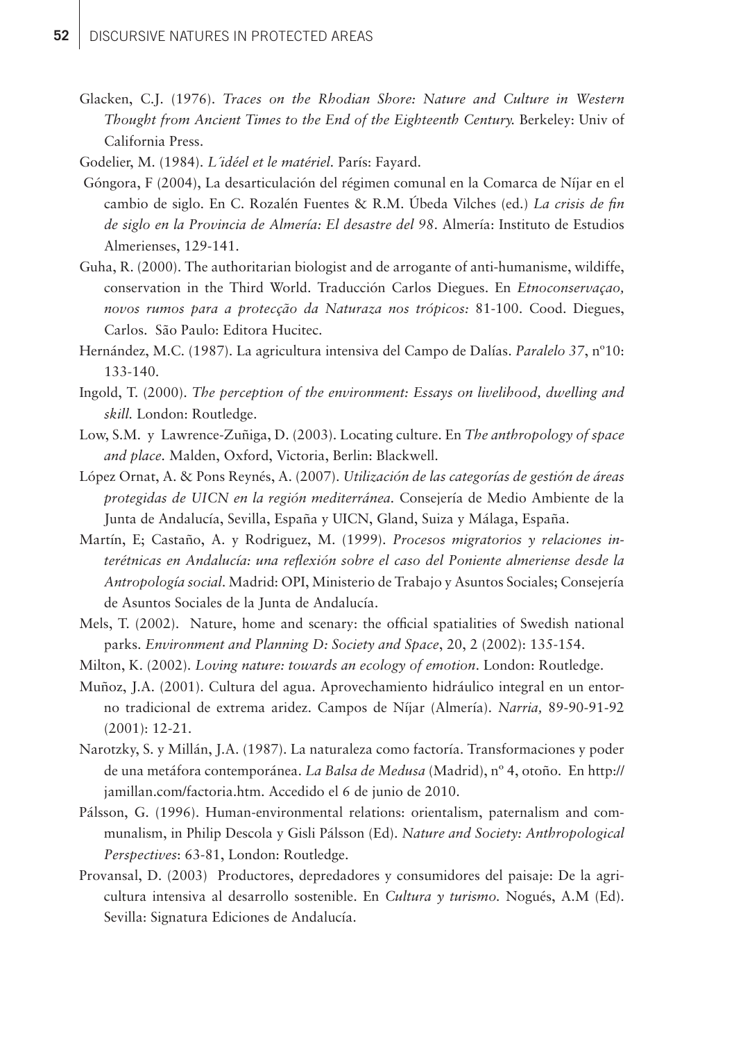Glacken, C.J. (1976). *Traces on the Rhodian Shore: Nature and Culture in Western Thought from Ancient Times to the End of the Eighteenth Century.* Berkeley: Univ of California Press.

Godelier, M. (1984). *L´idéel et le matériel.* París: Fayard.

Góngora, F (2004), La desarticulación del régimen comunal en la Comarca de Níjar en el cambio de siglo. En C. Rozalén Fuentes & R.M. Úbeda Vilches (ed.) *La crisis de fin de siglo en la Provincia de Almería: El desastre del 98*. Almería: Instituto de Estudios Almerienses, 129-141.

Guha, R. (2000). The authoritarian biologist and de arrogante of anti-humanisme, wildiffe, conservation in the Third World. Traducción Carlos Diegues. En *Etnoconservaçao, novos rumos para a protecção da Naturaza nos trópicos:* 81-100. Cood. Diegues, Carlos. São Paulo: Editora Hucitec.

Hernández, M.C. (1987). La agricultura intensiva del Campo de Dalías. *Paralelo 37*, nº10: 133-140.

Ingold, T. (2000). *The perception of the environment: Essays on livelihood, dwelling and skill.* London: Routledge.

Low, S.M. y Lawrence-Zuñiga, D. (2003). Locating culture. En *The anthropology of space and place.* Malden, Oxford, Victoria, Berlin: Blackwell.

López Ornat, A. & Pons Reynés, A. (2007). *Utilización de las categorías de gestión de áreas protegidas de UICN en la región mediterránea.* Consejería de Medio Ambiente de la Junta de Andalucía, Sevilla, España y UICN, Gland, Suiza y Málaga, España.

Martín, E; Castaño, A. y Rodriguez, M. (1999). *Procesos migratorios y relaciones interétnicas en Andalucía: una reflexión sobre el caso del Poniente almeriense desde la Antropología social*. Madrid: OPI, Ministerio de Trabajo y Asuntos Sociales; Consejería de Asuntos Sociales de la Junta de Andalucía.

Mels, T. (2002). Nature, home and scenary: the official spatialities of Swedish national parks. *Environment and Planning D: Society and Space*, 20, 2 (2002): 135-154.

Milton, K. (2002). *Loving nature: towards an ecology of emotion.* London: Routledge.

Muñoz, J.A. (2001). Cultura del agua. Aprovechamiento hidráulico integral en un entorno tradicional de extrema aridez. Campos de Níjar (Almería). *Narria,* 89-90-91-92 (2001): 12-21.

Narotzky, S. y Millán, J.A. (1987). La naturaleza como factoría. Transformaciones y poder de una metáfora contemporánea. *La Balsa de Medusa* (Madrid), nº 4, otoño. En http://jamillan.com/factoria.htm. Accedido el 6 de junio de 2010.

Pálsson, G. (1996). Human-environmental relations: orientalism, paternalism and communalism, in Philip Descola y Gisli Pálsson (Ed). *Nature and Society: Anthropological Perspectives*: 63-81, London: Routledge.

Provansal, D. (2003) Productores, depredadores y consumidores del paisaje: De la agricultura intensiva al desarrollo sostenible. En *Cultura y turismo.* Nogués, A.M (Ed). Sevilla: Signatura Ediciones de Andalucía.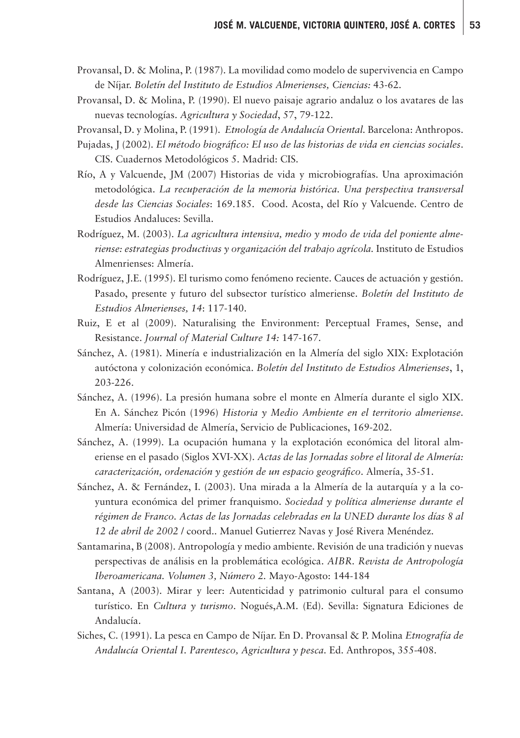Provansal, D. & Molina, P. (1987). La movilidad como modelo de supervivencia en Campo de Níjar. *Boletín del Instituto de Estudios Almerienses, Ciencias:* 43-62.

Provansal, D. & Molina, P. (1990). El nuevo paisaje agrario andaluz o los avatares de las nuevas tecnologías. *Agricultura y Sociedad*, 57, 79-122.

Provansal, D. y Molina, P. (1991). *Etnología de Andalucía Oriental*. Barcelona: Anthropos.

Pujadas, J (2002). *El método biográfico: El uso de las historias de vida en ciencias sociales*. CIS. Cuadernos Metodológicos 5. Madrid: CIS.

Río, A y Valcuende, JM (2007) Historias de vida y microbiografías. Una aproximación metodológica. *La recuperación de la memoria histórica. Una perspectiva transversal desde las Ciencias Sociales*: 169.185. Cood. Acosta, del Río y Valcuende. Centro de Estudios Andaluces: Sevilla.

Rodríguez, M. (2003). *La agricultura intensiva, medio y modo de vida del poniente almeriense: estrategias productivas y organización del trabajo agrícola*. Instituto de Estudios Almenrienses: Almería.

Rodríguez, J.E. (1995). El turismo como fenómeno reciente. Cauces de actuación y gestión. Pasado, presente y futuro del subsector turístico almeriense. *Boletín del Instituto de Estudios Almerienses, 14*: 117-140.

Ruiz, E et al (2009). Naturalising the Environment: Perceptual Frames, Sense, and Resistance. *Journal of Material Culture 14:* 147-167.

Sánchez, A. (1981). Minería e industrialización en la Almería del siglo XIX: Explotación autóctona y colonización económica. *Boletín del Instituto de Estudios Almerienses*, 1, 203-226.

Sánchez, A. (1996). La presión humana sobre el monte en Almería durante el siglo XIX. En A. Sánchez Picón (1996) *Historia y Medio Ambiente en el territorio almeriense*. Almería: Universidad de Almería, Servicio de Publicaciones, 169-202.

Sánchez, A. (1999). La ocupación humana y la explotación económica del litoral almeriense en el pasado (Siglos XVI-XX). *Actas de las Jornadas sobre el litoral de Almería: caracterización, ordenación y gestión de un espacio geográfico*. Almería, 35-51.

Sánchez, A. & Fernández, I. (2003). Una mirada a la Almería de la autarquía y a la coyuntura económica del primer franquismo. *Sociedad y política almeriense durante el régimen de Franco. Actas de las Jornadas celebradas en la UNED durante los días 8 al 12 de abril de 2002* / coord.. Manuel Gutierrez Navas y José Rivera Menéndez.

Santamarina, B (2008). Antropología y medio ambiente. Revisión de una tradición y nuevas perspectivas de análisis en la problemática ecológica. *AIBR. Revista de Antropología Iberoamericana. Volumen 3, Número 2.* Mayo-Agosto: 144-184

Santana, A (2003). Mirar y leer: Autenticidad y patrimonio cultural para el consumo turístico. En *Cultura y turismo*. Nogués,A.M. (Ed). Sevilla: Signatura Ediciones de Andalucía.

Siches, C. (1991). La pesca en Campo de Níjar. En D. Provansal & P. Molina *Etnografía de Andalucía Oriental I. Parentesco, Agricultura y pesca*. Ed. Anthropos, 355-408.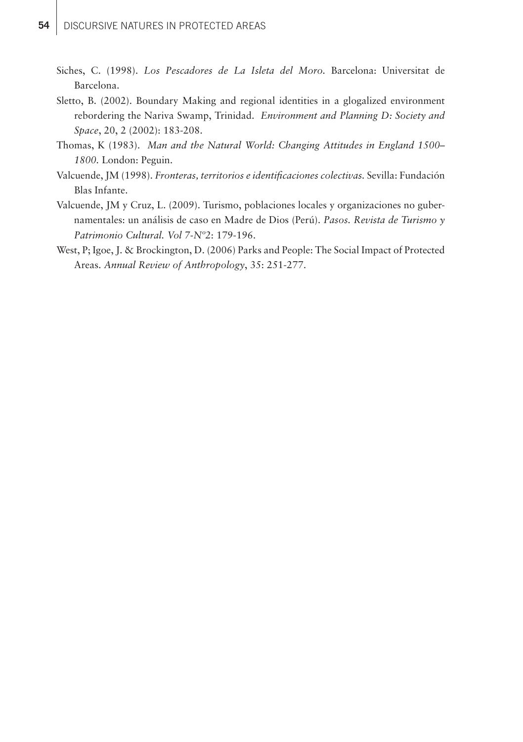Siches, C. (1998). *Los Pescadores de La Isleta del Moro*. Barcelona: Universitat de Barcelona.

Sletto, B. (2002). Boundary Making and regional identities in a glogalized environment rebordering the Nariva Swamp, Trinidad. *Environment and Planning D: Society and Space*, 20, 2 (2002): 183-208.

Thomas, K (1983). *Man and the Natural World: Changing Attitudes in England 1500–1800*. London: Peguin.

Valcuende, JM (1998). *Fronteras, territorios e identificaciones colectivas*. Sevilla: Fundación Blas Infante.

Valcuende, JM y Cruz, L. (2009). Turismo, poblaciones locales y organizaciones no gubernamentales: un análisis de caso en Madre de Dios (Perú). *Pasos. Revista de Turismo y Patrimonio Cultural. Vol 7-Nº2*: 179-196.

West, P; Igoe, J. & Brockington, D. (2006) Parks and People: The Social Impact of Protected Areas. *Annual Review of Anthropology*, 35: 251-277.